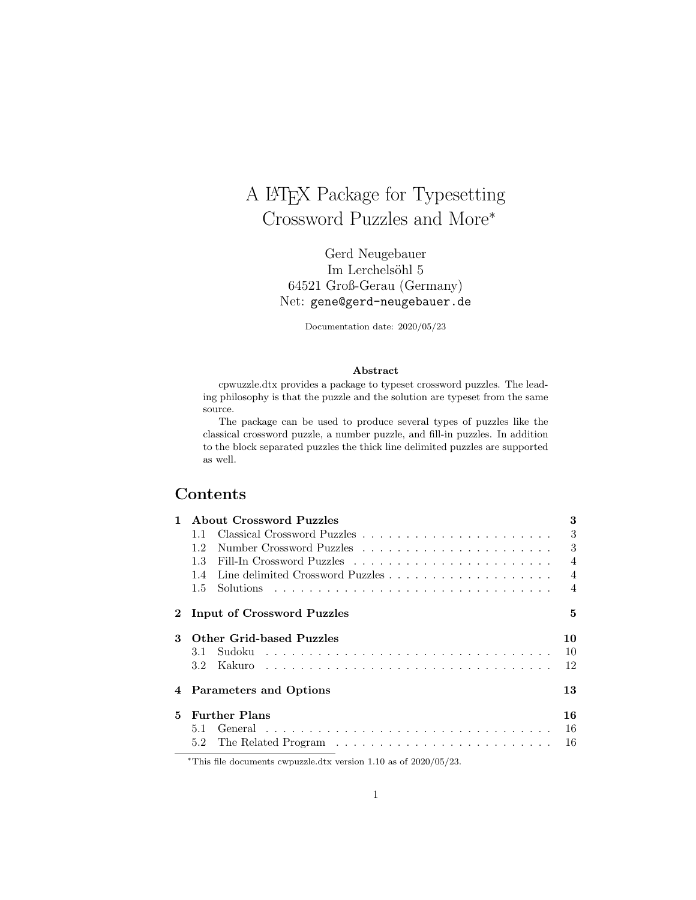# A LaTeX Package for Typesetting Crossword Puzzles and More*

Gerd Neugebauer
Im Lerchelsöhl 5
64521 Groß-Gerau (Germany)
Net: gene@gerd-neugebauer.de

Documentation date: 2020/05/23

**Abstract**

cpwuzzle.dtx provides a package to typeset crossword puzzles. The leading philosophy is that the puzzle and the solution are typeset from the same source.

The package can be used to produce several types of puzzles like the classical crossword puzzle, a number puzzle, and fill-in puzzles. In addition to the block separated puzzles the thick line delimited puzzles are supported as well.

## Contents

| | | |
|---|---|---|
| **1** | **About Crossword Puzzles** | **3** |
| 1.1 | Classical Crossword Puzzles | 3 |
| 1.2 | Number Crossword Puzzles | 3 |
| 1.3 | Fill-In Crossword Puzzles | 4 |
| 1.4 | Line delimited Crossword Puzzles | 4 |
| 1.5 | Solutions | 4 |
| **2** | **Input of Crossword Puzzles** | **5** |
| **3** | **Other Grid-based Puzzles** | **10** |
| 3.1 | Sudoku | 10 |
| 3.2 | Kakuro | 12 |
| **4** | **Parameters and Options** | **13** |
| **5** | **Further Plans** | **16** |
| 5.1 | General | 16 |
| 5.2 | The Related Program | 16 |

*This file documents cwpuzzle.dtx version 1.10 as of 2020/05/23.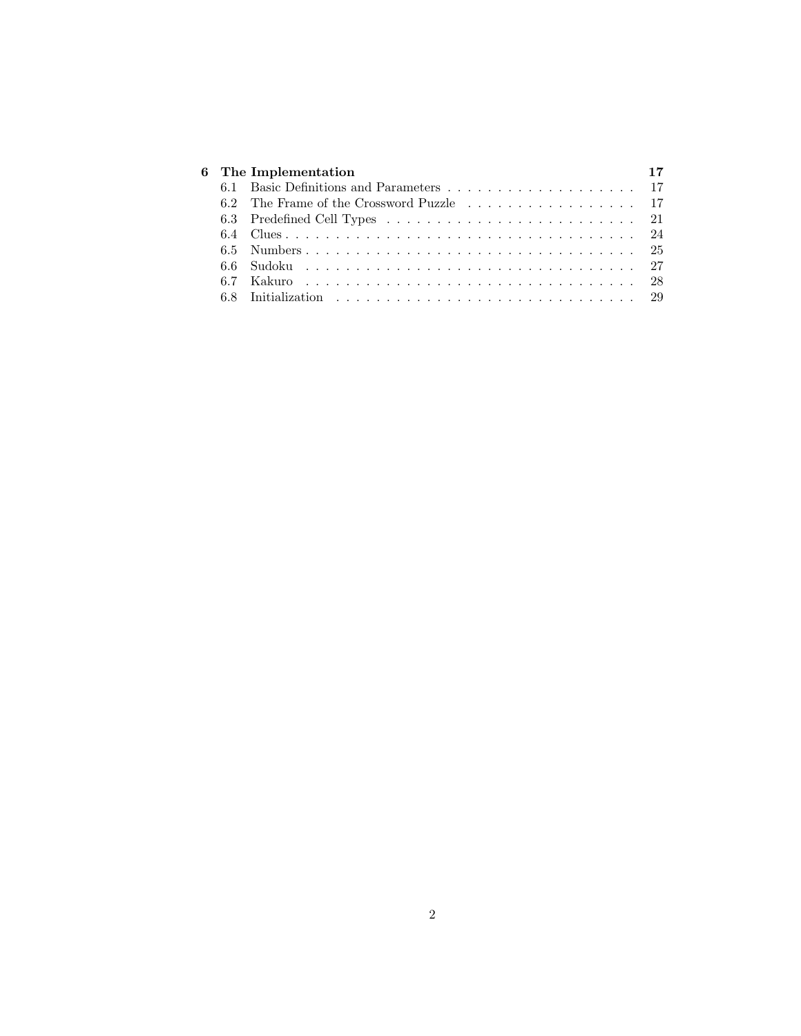**6 The Implementation** **17**

- 6.1 Basic Definitions and Parameters . . . . . . . . . . . . . . . . . . . . 17
- 6.2 The Frame of the Crossword Puzzle . . . . . . . . . . . . . . . . . . 17
- 6.3 Predefined Cell Types . . . . . . . . . . . . . . . . . . . . . . . . . 21
- 6.4 Clues . . . . . . . . . . . . . . . . . . . . . . . . . . . . . . . . . . 24
- 6.5 Numbers . . . . . . . . . . . . . . . . . . . . . . . . . . . . . . . . 25
- 6.6 Sudoku . . . . . . . . . . . . . . . . . . . . . . . . . . . . . . . . . 27
- 6.7 Kakuro . . . . . . . . . . . . . . . . . . . . . . . . . . . . . . . . . 28
- 6.8 Initialization . . . . . . . . . . . . . . . . . . . . . . . . . . . . . . 29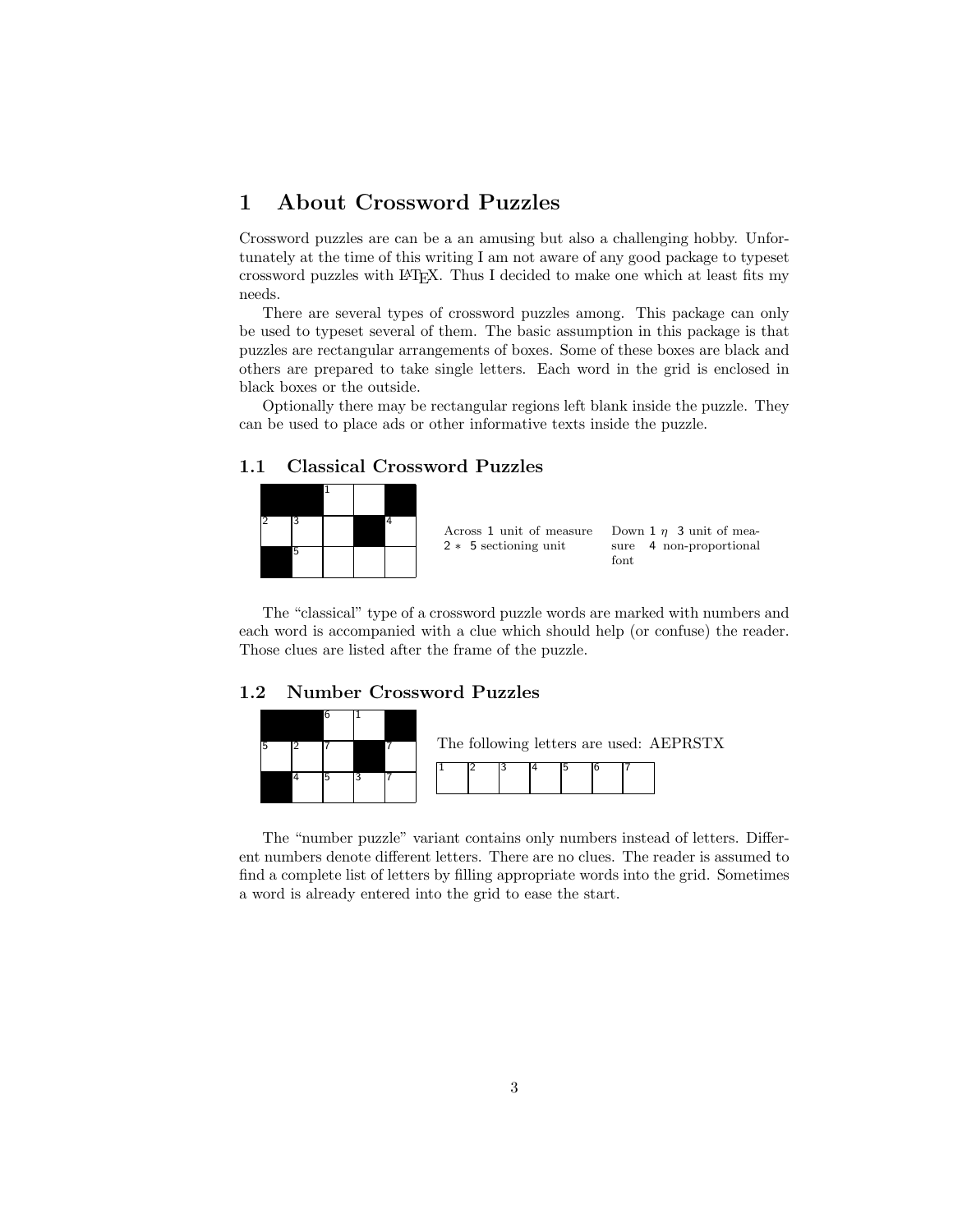# 1 About Crossword Puzzles

Crossword puzzles are can be a an amusing but also a challenging hobby. Unfortunately at the time of this writing I am not aware of any good package to typeset crossword puzzles with LaTeX. Thus I decided to make one which at least fits my needs.

There are several types of crossword puzzles among. This package can only be used to typeset several of them. The basic assumption in this package is that puzzles are rectangular arrangements of boxes. Some of these boxes are black and others are prepared to take single letters. Each word in the grid is enclosed in black boxes or the outside.

Optionally there may be rectangular regions left blank inside the puzzle. They can be used to place ads or other informative texts inside the puzzle.

## 1.1 Classical Crossword Puzzles

| ■ | ■ | 1 | | ■ |
|---|---|---|---|---|
| 2 | 3 | | ■ | 4 |
| ■ | 5 | | | |

Across 1 unit of measure 2 $*$ 5 sectioning unit

Down 1 $\eta$ 3 unit of measure 4 non-proportional font

The "classical" type of a crossword puzzle words are marked with numbers and each word is accompanied with a clue which should help (or confuse) the reader. Those clues are listed after the frame of the puzzle.

## 1.2 Number Crossword Puzzles

| ■ | ■ | 6 | 1 | ■ |
|---|---|---|---|---|
| 5 | 2 | 7 | ■ | 7 |
| ■ | 4 | 5 | 3 | 7 |

The following letters are used: AEPRSTX

| 1 | 2 | 3 | 4 | 5 | 6 | 7 |
|---|---|---|---|---|---|---|

The "number puzzle" variant contains only numbers instead of letters. Different numbers denote different letters. There are no clues. The reader is assumed to find a complete list of letters by filling appropriate words into the grid. Sometimes a word is already entered into the grid to ease the start.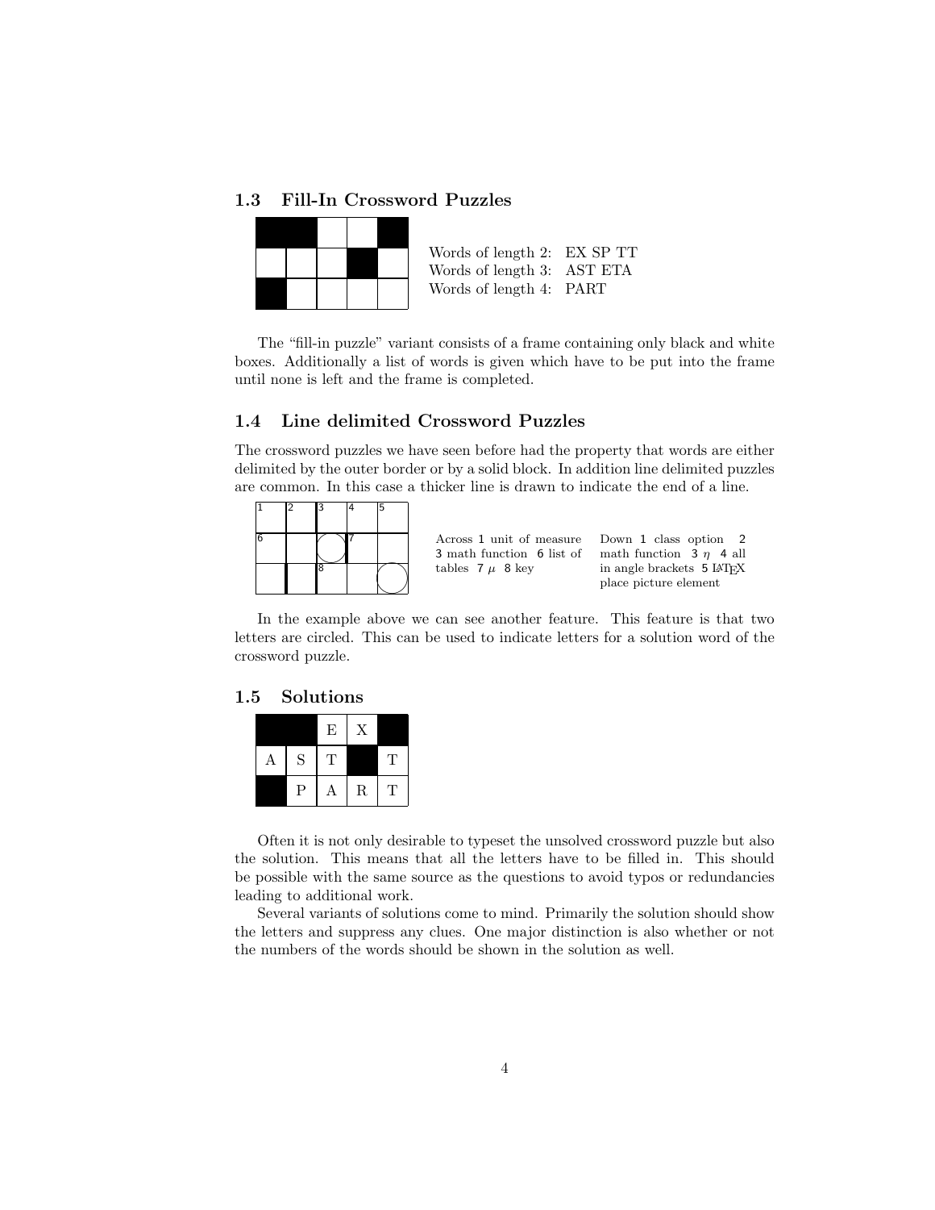### 1.3 Fill-In Crossword Puzzles

|   |   |   |   |   |
|---|---|---|---|---|
| ■ | ■ |   |   | ■ |
|   |   |   | ■ |   |
| ■ |   |   |   |   |

Words of length 2: EX SP TT
Words of length 3: AST ETA
Words of length 4: PART

The "fill-in puzzle" variant consists of a frame containing only black and white boxes. Additionally a list of words is given which have to be put into the frame until none is left and the frame is completed.

### 1.4 Line delimited Crossword Puzzles

The crossword puzzles we have seen before had the property that words are either delimited by the outer border or by a solid block. In addition line delimited puzzles are common. In this case a thicker line is drawn to indicate the end of a line.

|   |   |   |   |   |
|---|---|---|---|---|
| 1 | 2 | 3 | 4 | 5 |
| 6 |   |   | 7 |   |
|   |   | 8 |   |   |

Across 1 unit of measure 3 math function 6 list of tables 7 $\mu$ 8 key

Down 1 class option 2 math function 3 $\eta$ 4 all in angle brackets 5 LaTeX place picture element

In the example above we can see another feature. This feature is that two letters are circled. This can be used to indicate letters for a solution word of the crossword puzzle.

### 1.5 Solutions

|   |   |   |   |   |
|---|---|---|---|---|
| ■ | ■ | E | X | ■ |
| A | S | T | ■ | T |
| ■ | P | A | R | T |

Often it is not only desirable to typeset the unsolved crossword puzzle but also the solution. This means that all the letters have to be filled in. This should be possible with the same source as the questions to avoid typos or redundancies leading to additional work.

Several variants of solutions come to mind. Primarily the solution should show the letters and suppress any clues. One major distinction is also whether or not the numbers of the words should be shown in the solution as well.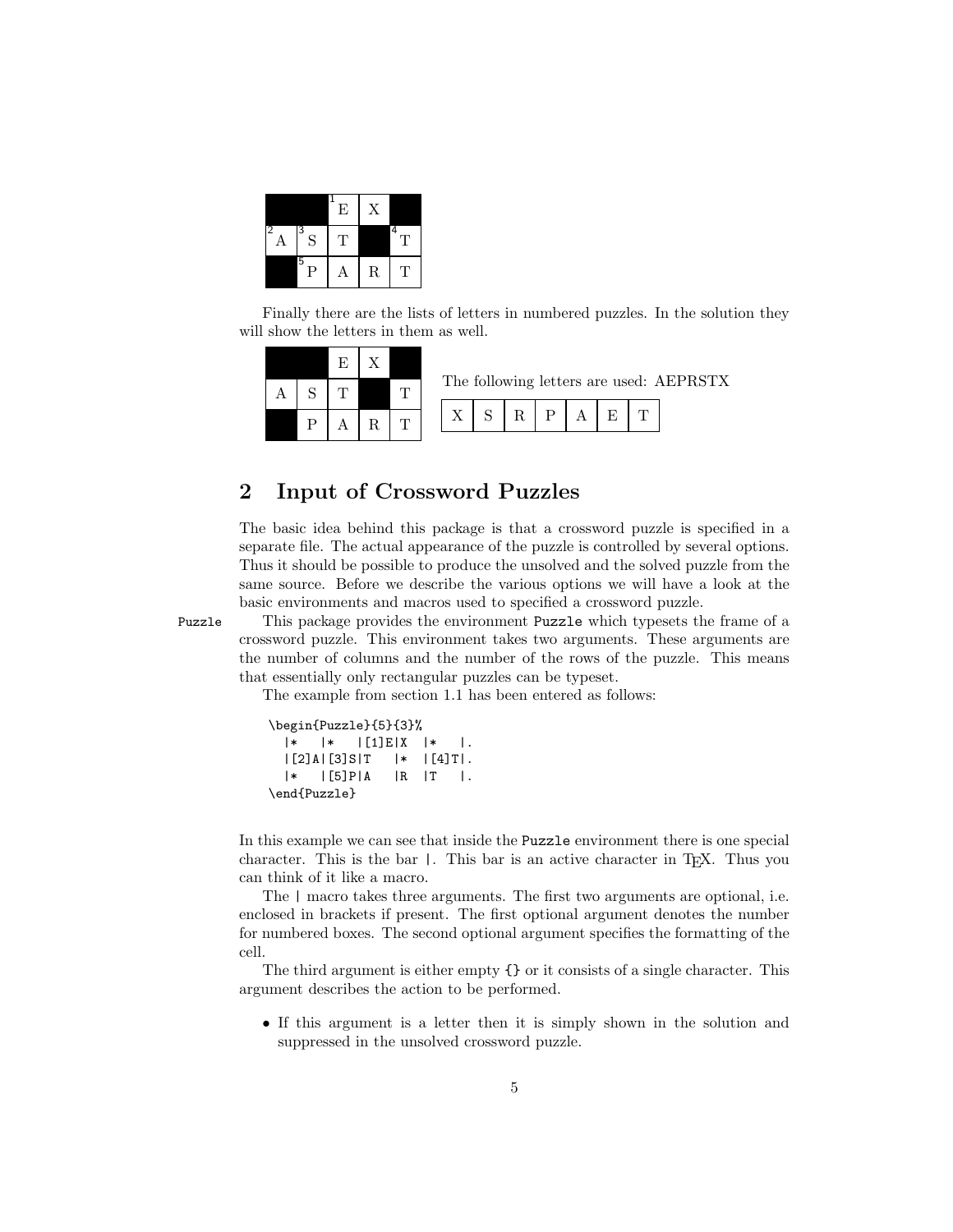|  |  | [1] E | X |  |
|---|---|---|---|---|
| [2] A | [3] S | T |  | [4] T |
|  | [5] P | A | R | T |

Finally there are the lists of letters in numbered puzzles. In the solution they will show the letters in them as well.

|  |  | E | X |  |
|---|---|---|---|---|
| A | S | T |  | T |
|  | P | A | R | T |

The following letters are used: AEPRSTX

| X | S | R | P | A | E | T |
|---|---|---|---|---|---|---|

## 2 Input of Crossword Puzzles

The basic idea behind this package is that a crossword puzzle is specified in a separate file. The actual appearance of the puzzle is controlled by several options. Thus it should be possible to produce the unsolved and the solved puzzle from the same source. Before we describe the various options we will have a look at the basic environments and macros used to specified a crossword puzzle.

`Puzzle` This package provides the environment `Puzzle` which typesets the frame of a crossword puzzle. This environment takes two arguments. These arguments are the number of columns and the number of the rows of the puzzle. This means that essentially only rectangular puzzles can be typeset.

The example from section 1.1 has been entered as follows:

```
\begin{Puzzle}{5}{3}%
  |*   |*   |[1]E|X  |*   |.
  |[2]A|[3]S|T   |*  |[4]T|.
  |*   |[5]P|A   |R  |T   |.
\end{Puzzle}
```

In this example we can see that inside the `Puzzle` environment there is one special character. This is the bar `|`. This bar is an active character in TeX. Thus you can think of it like a macro.

The `|` macro takes three arguments. The first two arguments are optional, i.e. enclosed in brackets if present. The first optional argument denotes the number for numbered boxes. The second optional argument specifies the formatting of the cell.

The third argument is either empty `{}` or it consists of a single character. This argument describes the action to be performed.

- If this argument is a letter then it is simply shown in the solution and suppressed in the unsolved crossword puzzle.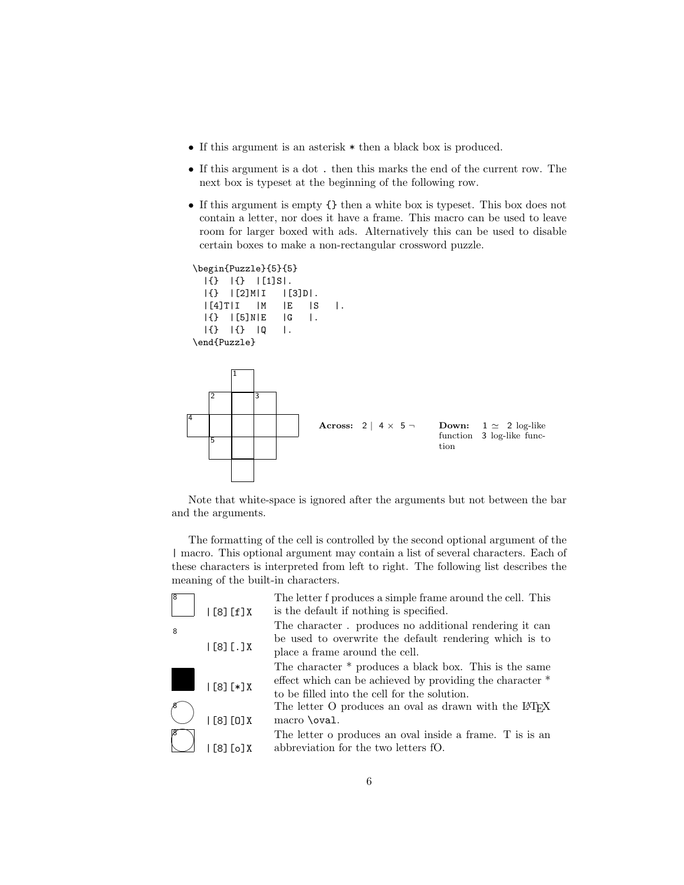- If this argument is an asterisk * then a black box is produced.
- If this argument is a dot . then this marks the end of the current row. The next box is typeset at the beginning of the following row.
- If this argument is empty {} then a white box is typeset. This box does not contain a letter, nor does it have a frame. This macro can be used to leave room for larger boxed with ads. Alternatively this can be used to disable certain boxes to make a non-rectangular crossword puzzle.

```
\begin{Puzzle}{5}{5}
  |{}  |{}  |[1]S|.
  |{}  |[2]M|I   |[3]D|.
  |[4]T|I   |M   |E   |S   |.
  |{}  |[5]N|E   |G   |.
  |{}  |{}  |Q   |.
\end{Puzzle}
```

**Across:** 2 $|$ 4 $\times$ 5 $\neg$

**Down:** 1 $\simeq$ 2 log-like function 3 log-like function

Note that white-space is ignored after the arguments but not between the bar and the arguments.

The formatting of the cell is controlled by the second optional argument of the | macro. This optional argument may contain a list of several characters. Each of these characters is interpreted from left to right. The following list describes the meaning of the built-in characters.

| Example | Description |
|---|---|
| `|[8][f]X` | The letter f produces a simple frame around the cell. This is the default if nothing is specified. |
| `|[8][.]X` | The character . produces no additional rendering it can be used to overwrite the default rendering which is to place a frame around the cell. |
| `|[8][*]X` | The character * produces a black box. This is the same effect which can be achieved by providing the character * to be filled into the cell for the solution. |
| `|[8][O]X` | The letter O produces an oval as drawn with the LaTeX macro \oval. |
| `|[8][o]X` | The letter o produces an oval inside a frame. T is is an abbreviation for the two letters fO. |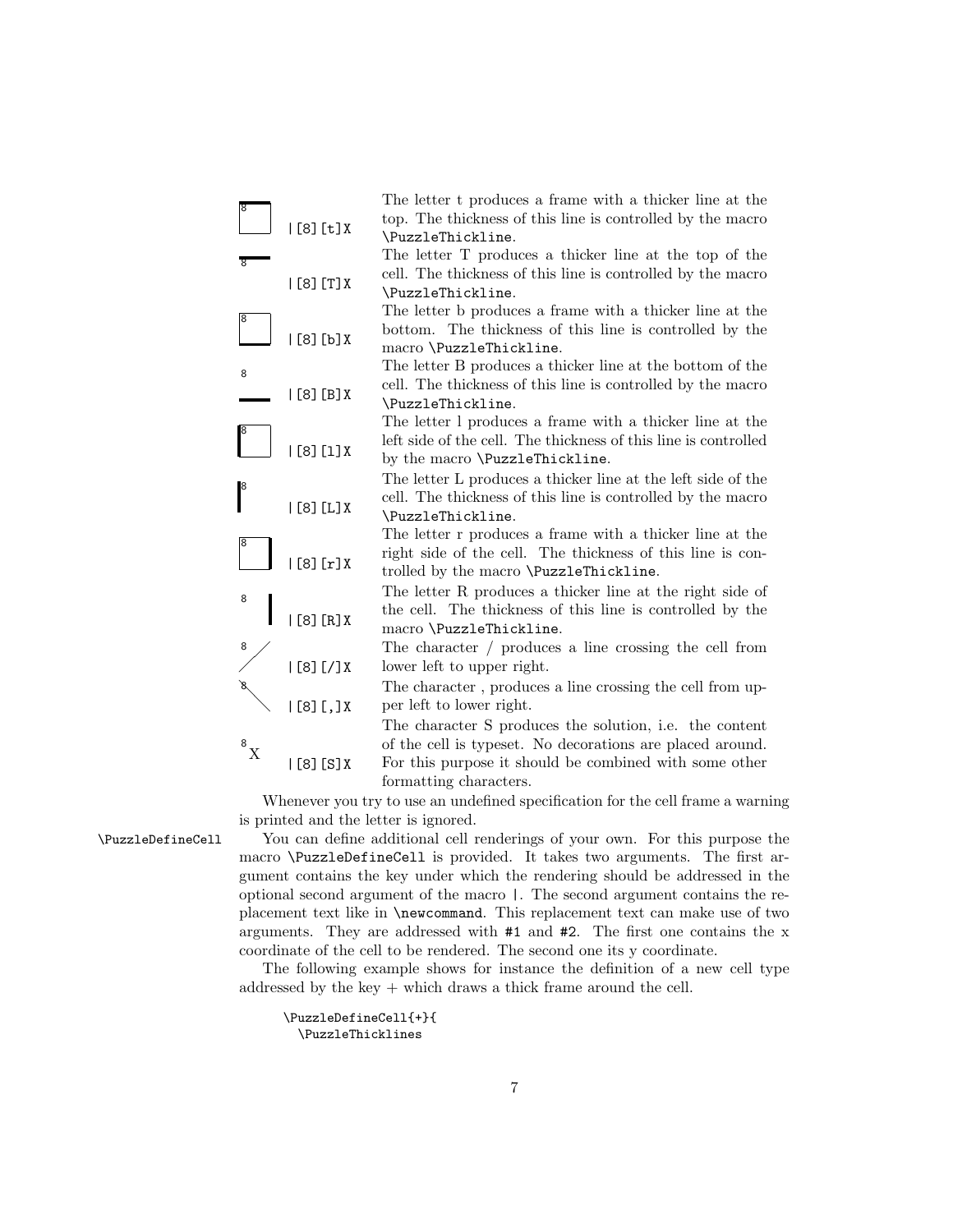| | | |
|---|---|---|
| | `|[8][t]X` | The letter t produces a frame with a thicker line at the top. The thickness of this line is controlled by the macro `\PuzzleThickline`. |
| | `|[8][T]X` | The letter T produces a thicker line at the top of the cell. The thickness of this line is controlled by the macro `\PuzzleThickline`. |
| | `|[8][b]X` | The letter b produces a frame with a thicker line at the bottom. The thickness of this line is controlled by the macro `\PuzzleThickline`. |
| | `|[8][B]X` | The letter B produces a thicker line at the bottom of the cell. The thickness of this line is controlled by the macro `\PuzzleThickline`. |
| | `|[8][l]X` | The letter l produces a frame with a thicker line at the left side of the cell. The thickness of this line is controlled by the macro `\PuzzleThickline`. |
| | `|[8][L]X` | The letter L produces a thicker line at the left side of the cell. The thickness of this line is controlled by the macro `\PuzzleThickline`. |
| | `|[8][r]X` | The letter r produces a frame with a thicker line at the right side of the cell. The thickness of this line is controlled by the macro `\PuzzleThickline`. |
| | `|[8][R]X` | The letter R produces a thicker line at the right side of the cell. The thickness of this line is controlled by the macro `\PuzzleThickline`. |
| | `|[8][/]X` | The character / produces a line crossing the cell from lower left to upper right. |
| | `|[8][,]X` | The character , produces a line crossing the cell from upper left to lower right. |
| 8 X | `|[8][S]X` | The character S produces the solution, i.e. the content of the cell is typeset. No decorations are placed around. For this purpose it should be combined with some other formatting characters. |

Whenever you try to use an undefined specification for the cell frame a warning is printed and the letter is ignored.

`\PuzzleDefineCell` You can define additional cell renderings of your own. For this purpose the macro `\PuzzleDefineCell` is provided. It takes two arguments. The first argument contains the key under which the rendering should be addressed in the optional second argument of the macro `|`. The second argument contains the replacement text like in `\newcommand`. This replacement text can make use of two arguments. They are addressed with `#1` and `#2`. The first one contains the x coordinate of the cell to be rendered. The second one its y coordinate.

The following example shows for instance the definition of a new cell type addressed by the key + which draws a thick frame around the cell.

```
\PuzzleDefineCell{+}{
  \PuzzleThicklines
```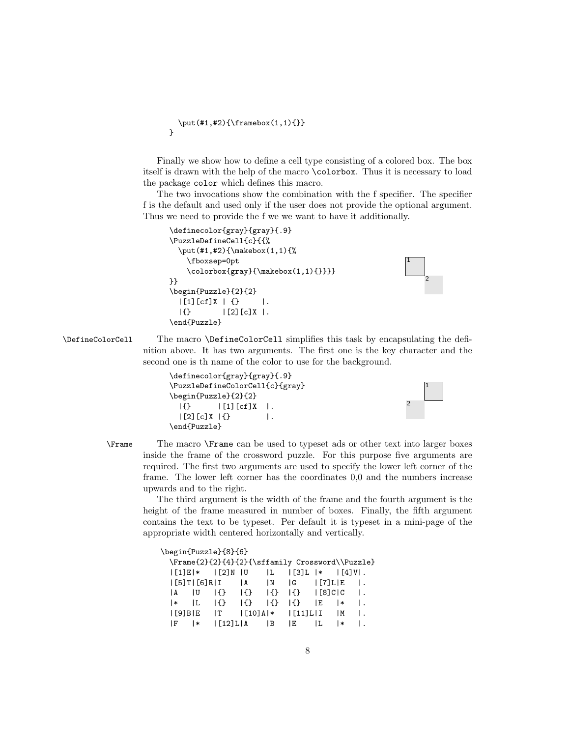```
  \put(#1,#2){\framebox(1,1){}}
}
```

Finally we show how to define a cell type consisting of a colored box. The box itself is drawn with the help of the macro `\colorbox`. Thus it is necessary to load the package `color` which defines this macro.

The two invocations show the combination with the f specifier. The specifier f is the default and used only if the user does not provide the optional argument. Thus we need to provide the f we we want to have it additionally.

```
\definecolor{gray}{gray}{.9}
\PuzzleDefineCell{c}{{%
  \put(#1,#2){\makebox(1,1){%
    \fboxsep=0pt
    \colorbox{gray}{\makebox(1,1){}}}}
}}
\begin{Puzzle}{2}{2}
  |[1][cf]X | {}     |.
  |{}       |[2][c]X |.
\end{Puzzle}
```

`\DefineColorCell` The macro `\DefineColorCell` simplifies this task by encapsulating the definition above. It has two arguments. The first one is the key character and the second one is th name of the color to use for the background.

```
\definecolor{gray}{gray}{.9}
\PuzzleDefineColorCell{c}{gray}
\begin{Puzzle}{2}{2}
  |{}      |[1][cf]X  |.
  |[2][c]X |{}        |.
\end{Puzzle}
```

`\Frame` The macro `\Frame` can be used to typeset ads or other text into larger boxes inside the frame of the crossword puzzle. For this purpose five arguments are required. The first two arguments are used to specify the lower left corner of the frame. The lower left corner has the coordinates 0,0 and the numbers increase upwards and to the right.

The third argument is the width of the frame and the fourth argument is the height of the frame measured in number of boxes. Finally, the fifth argument contains the text to be typeset. Per default it is typeset in a mini-page of the appropriate width centered horizontally and vertically.

```
\begin{Puzzle}{8}{6}
  \Frame{2}{2}{4}{2}{\sffamily Crossword\\Puzzle}
  |[1]E|*   |[2]N |U    |L   |[3]L |*   |[4]V|.
  |[5]T|[6]R|I    |A    |N   |G    |[7]L|E   |.
  |A   |U   |{}   |{}   |{}  |{}   |[8]C|C   |.
  |*   |L   |{}   |{}   |{}  |{}   |E   |*   |.
  |[9]B|E   |T    |[10]A|*   |[11]L|I   |M   |.
  |F   |*   |[12]L|A    |B   |E    |L   |*   |.
```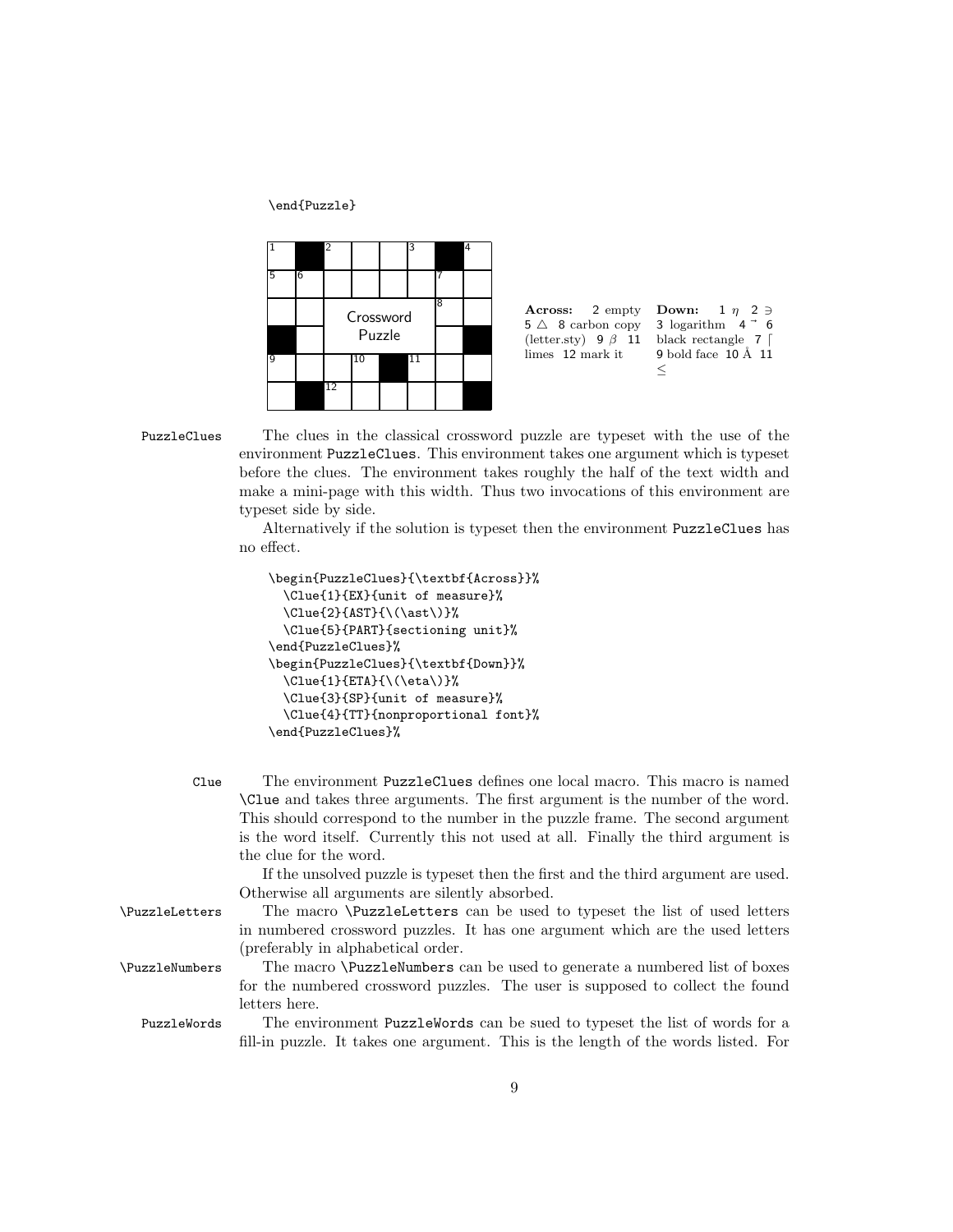```
\end{Puzzle}
```

| 1 | ■ | 2 | | | 3 | ■ | 4 |
|---|---|---|---|---|---|---|---|
| 5 | 6 | | | | | 7 | |
| | | Crossword | | | | 8 | |
| ■ | | Puzzle | | | | | ■ |
| 9 | | | 10 | ■ | 11 | | |
| | ■ | 12 | | | | | ■ |

**Across:** 2 empty 5 $\triangle$ 8 carbon copy (letter.sty) 9 $\beta$ 11 limes 12 mark it

**Down:** 1 $\eta$ 2 $\ni$ 3 logarithm 4 $\vec{}$ 6 black rectangle 7 $\lceil$ 9 bold face 10 Å 11 $\leq$

PuzzleClues

The clues in the classical crossword puzzle are typeset with the use of the environment PuzzleClues. This environment takes one argument which is typeset before the clues. The environment takes roughly the half of the text width and make a mini-page with this width. Thus two invocations of this environment are typeset side by side.

Alternatively if the solution is typeset then the environment PuzzleClues has no effect.

```
\begin{PuzzleClues}{\textbf{Across}}%
  \Clue{1}{EX}{unit of measure}%
  \Clue{2}{AST}{\(\ast\)}%
  \Clue{5}{PART}{sectioning unit}%
\end{PuzzleClues}%
\begin{PuzzleClues}{\textbf{Down}}%
  \Clue{1}{ETA}{\(\eta\)}%
  \Clue{3}{SP}{unit of measure}%
  \Clue{4}{TT}{nonproportional font}%
\end{PuzzleClues}%
```

Clue

The environment PuzzleClues defines one local macro. This macro is named \Clue and takes three arguments. The first argument is the number of the word. This should correspond to the number in the puzzle frame. The second argument is the word itself. Currently this not used at all. Finally the third argument is the clue for the word.

If the unsolved puzzle is typeset then the first and the third argument are used. Otherwise all arguments are silently absorbed.

\PuzzleLetters

The macro \PuzzleLetters can be used to typeset the list of used letters in numbered crossword puzzles. It has one argument which are the used letters (preferably in alphabetical order.

\PuzzleNumbers

The macro \PuzzleNumbers can be used to generate a numbered list of boxes for the numbered crossword puzzles. The user is supposed to collect the found letters here.

PuzzleWords

The environment PuzzleWords can be sued to typeset the list of words for a fill-in puzzle. It takes one argument. This is the length of the words listed. For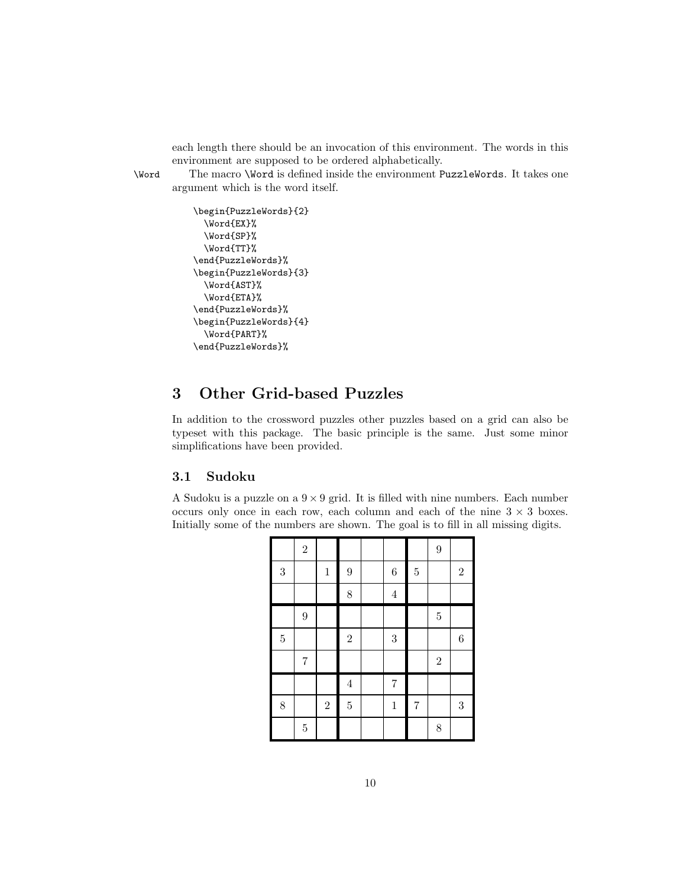each length there should be an invocation of this environment. The words in this environment are supposed to be ordered alphabetically.

\Word The macro \Word is defined inside the environment PuzzleWords. It takes one argument which is the word itself.

```
\begin{PuzzleWords}{2}
  \Word{EX}%
  \Word{SP}%
  \Word{TT}%
\end{PuzzleWords}%
\begin{PuzzleWords}{3}
  \Word{AST}%
  \Word{ETA}%
\end{PuzzleWords}%
\begin{PuzzleWords}{4}
  \Word{PART}%
\end{PuzzleWords}%
```

# 3 Other Grid-based Puzzles

In addition to the crossword puzzles other puzzles based on a grid can also be typeset with this package. The basic principle is the same. Just some minor simplifications have been provided.

## 3.1 Sudoku

A Sudoku is a puzzle on a $9 \times 9$ grid. It is filled with nine numbers. Each number occurs only once in each row, each column and each of the nine $3 \times 3$ boxes. Initially some of the numbers are shown. The goal is to fill in all missing digits.

| | | | | | | | | |
|---|---|---|---|---|---|---|---|---|
| | 2 | | | | | | 9 | |
| 3 | | 1 | 9 | | 6 | 5 | | 2 |
| | | | 8 | | 4 | | | |
| | 9 | | | | | | 5 | |
| 5 | | | 2 | | 3 | | | 6 |
| | 7 | | | | | | 2 | |
| | | | 4 | | 7 | | | |
| 8 | | 2 | 5 | | 1 | 7 | | 3 |
| | 5 | | | | | | 8 | |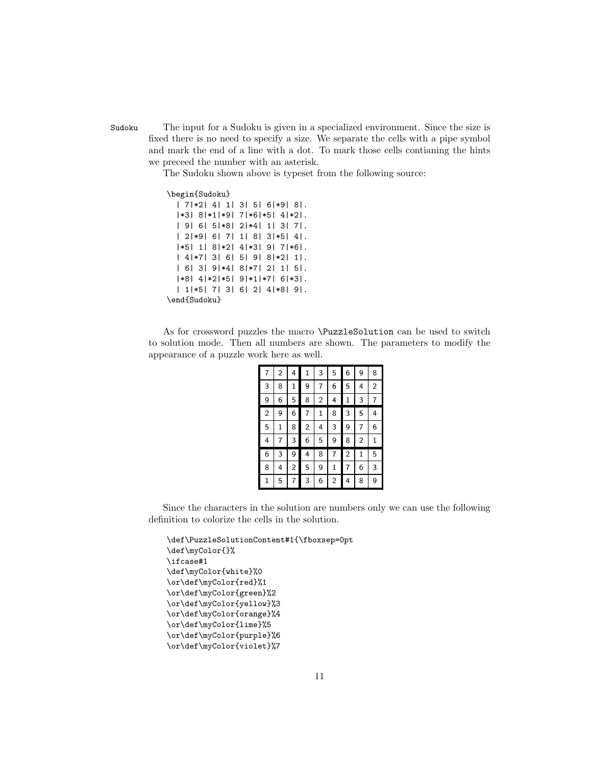Sudoku The input for a Sudoku is given in a specialized environment. Since the size is fixed there is no need to specify a size. We separate the cells with a pipe symbol and mark the end of a line with a dot. To mark those cells contianing the hints we preceed the number with an asterisk.

The Sudoku shown above is typeset from the following source:

```
\begin{Sudoku}
  | 7|*2| 4| 1| 3| 5| 6|*9| 8|.
  |*3| 8|*1|*9| 7|*6|*5| 4|*2|.
  | 9| 6| 5|*8| 2|*4| 1| 3| 7|.
  | 2|*9| 6| 7| 1| 8| 3|*5| 4|.
  |*5| 1| 8|*2| 4|*3| 9| 7|*6|.
  | 4|*7| 3| 6| 5| 9| 8|*2| 1|.
  | 6| 3| 9|*4| 8|*7| 2| 1| 5|.
  |*8| 4|*2|*5| 9|*1|*7| 6|*3|.
  | 1|*5| 7| 3| 6| 2| 4|*8| 9|.
\end{Sudoku}
```

As for crossword puzzles the macro `\PuzzleSolution` can be used to switch to solution mode. Then all numbers are shown. The parameters to modify the appearance of a puzzle work here as well.

| | | | | | | | | |
|---|---|---|---|---|---|---|---|---|
| 7 | 2 | 4 | 1 | 3 | 5 | 6 | 9 | 8 |
| 3 | 8 | 1 | 9 | 7 | 6 | 5 | 4 | 2 |
| 9 | 6 | 5 | 8 | 2 | 4 | 1 | 3 | 7 |
| 2 | 9 | 6 | 7 | 1 | 8 | 3 | 5 | 4 |
| 5 | 1 | 8 | 2 | 4 | 3 | 9 | 7 | 6 |
| 4 | 7 | 3 | 6 | 5 | 9 | 8 | 2 | 1 |
| 6 | 3 | 9 | 4 | 8 | 7 | 2 | 1 | 5 |
| 8 | 4 | 2 | 5 | 9 | 1 | 7 | 6 | 3 |
| 1 | 5 | 7 | 3 | 6 | 2 | 4 | 8 | 9 |

Since the characters in the solution are numbers only we can use the following definition to colorize the cells in the solution.

```
\def\PuzzleSolutionContent#1{\fboxsep=0pt
\def\myColor{}%
\ifcase#1
\def\myColor{white}%0
\or\def\myColor{red}%1
\or\def\myColor{green}%2
\or\def\myColor{yellow}%3
\or\def\myColor{orange}%4
\or\def\myColor{lime}%5
\or\def\myColor{purple}%6
\or\def\myColor{violet}%7
```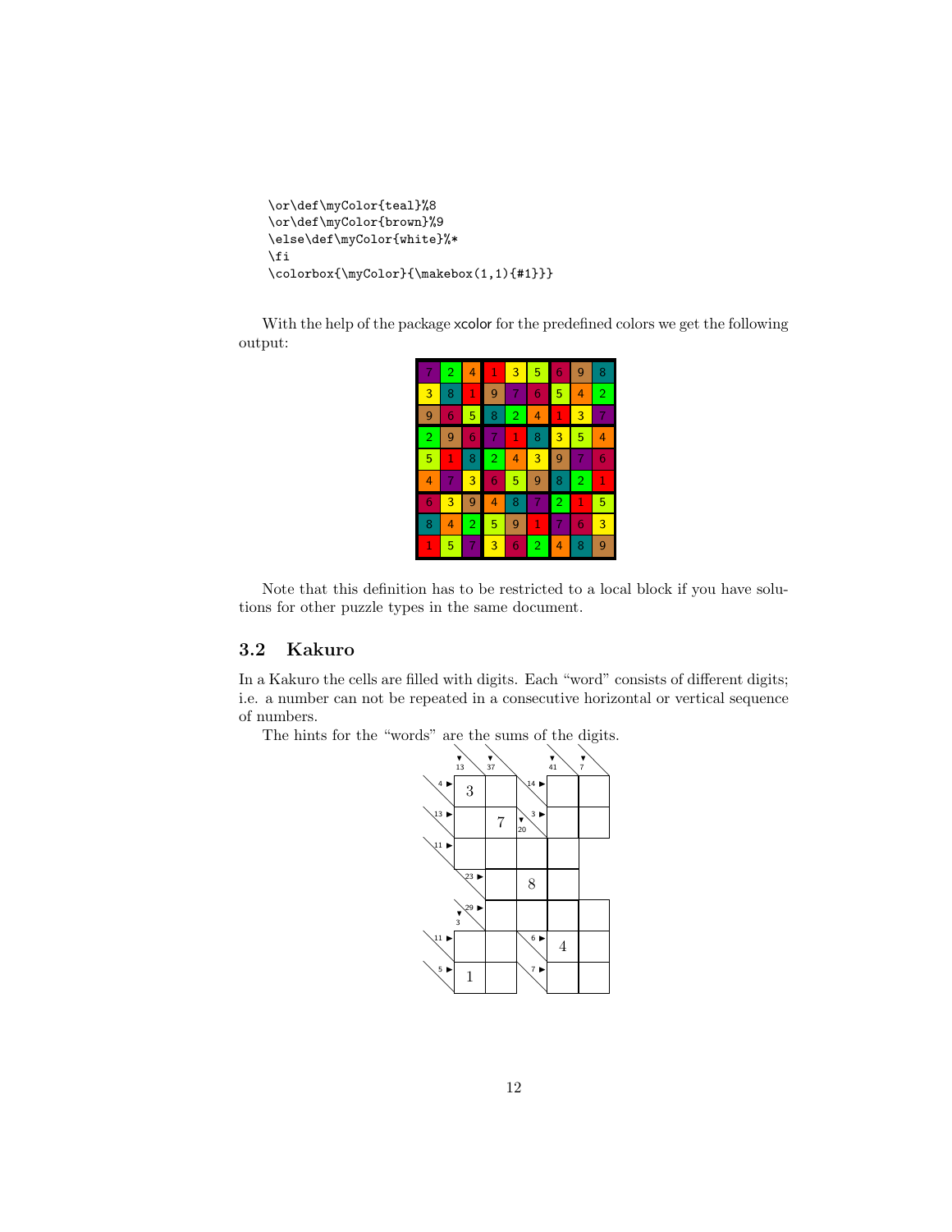```
\or\def\myColor{teal}%8
\or\def\myColor{brown}%9
\else\def\myColor{white}%*
\fi
\colorbox{\myColor}{\makebox(1,1){#1}}}
```

With the help of the package xcolor for the predefined colors we get the following output:

| | | | | | | | | |
|---|---|---|---|---|---|---|---|---|
| 7 | 2 | 4 | 1 | 3 | 5 | 6 | 9 | 8 |
| 3 | 8 | 1 | 9 | 7 | 6 | 5 | 4 | 2 |
| 9 | 6 | 5 | 8 | 2 | 4 | 1 | 3 | 7 |
| 2 | 9 | 6 | 7 | 1 | 8 | 3 | 5 | 4 |
| 5 | 1 | 8 | 2 | 4 | 3 | 9 | 7 | 6 |
| 4 | 7 | 3 | 6 | 5 | 9 | 8 | 2 | 1 |
| 6 | 3 | 9 | 4 | 8 | 7 | 2 | 1 | 5 |
| 8 | 4 | 2 | 5 | 9 | 1 | 7 | 6 | 3 |
| 1 | 5 | 7 | 3 | 6 | 2 | 4 | 8 | 9 |

Note that this definition has to be restricted to a local block if you have solutions for other puzzle types in the same document.

## 3.2 Kakuro

In a Kakuro the cells are filled with digits. Each "word" consists of different digits; i.e. a number can not be repeated in a consecutive horizontal or vertical sequence of numbers.

The hints for the "words" are the sums of the digits.

| | | | | | |
|---|---|---|---|---|---|
| | ▼13 | ▼37 | | ▼41 | ▼7 |
| 4 ▶ | 3 | | 14 ▶ | | |
| 13 ▶ | | 7 | ▼20 / 3 ▶ | | |
| 11 ▶ | | | | | |
| | 23 ▶ | | 8 | | |
| | ▼3 / 29 ▶ | | | | |
| 11 ▶ | | | 6 ▶ | 4 | |
| 5 ▶ | 1 | | 7 ▶ | | |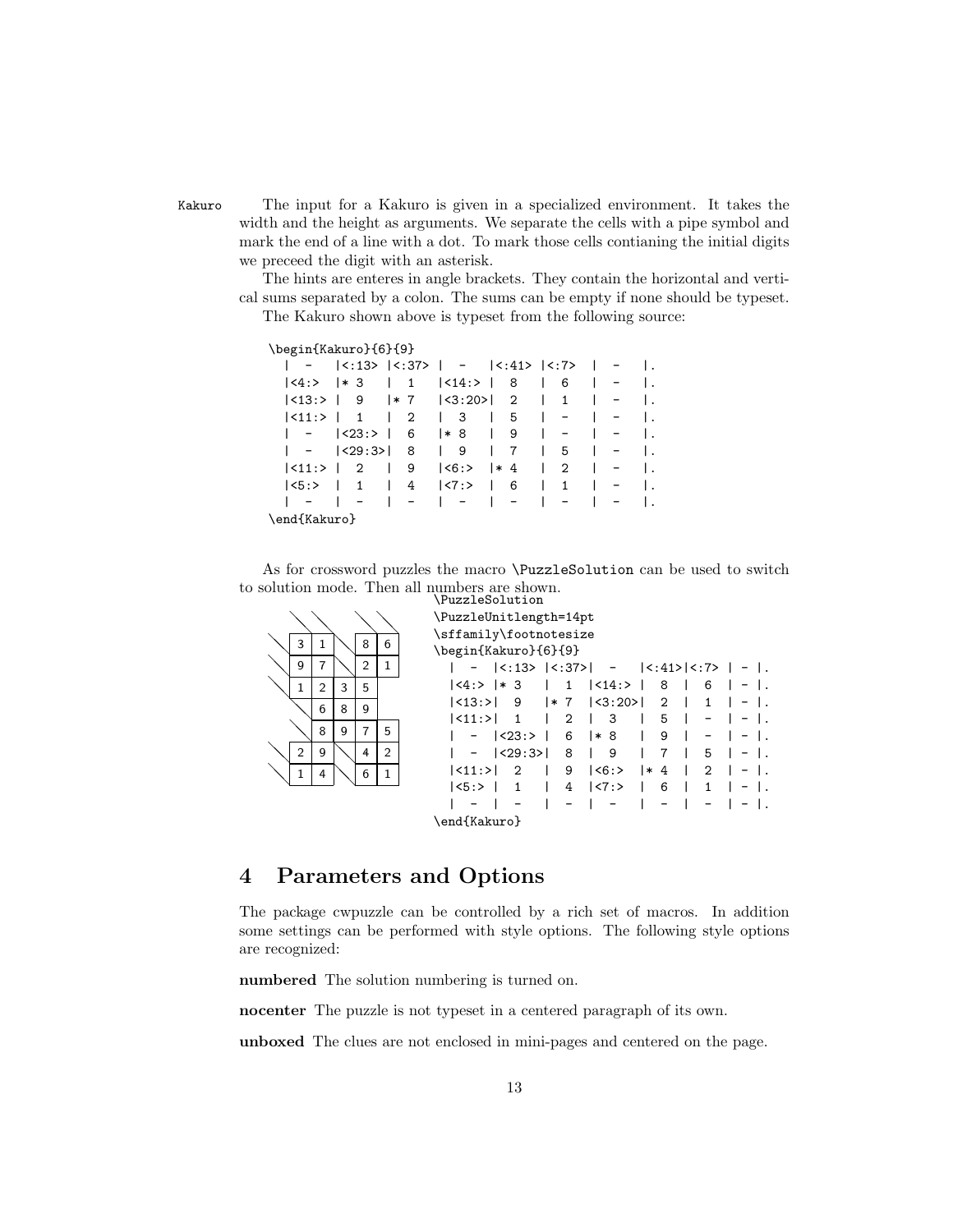Kakuro The input for a Kakuro is given in a specialized environment. It takes the width and the height as arguments. We separate the cells with a pipe symbol and mark the end of a line with a dot. To mark those cells contianing the initial digits we preceed the digit with an asterisk.

The hints are enteres in angle brackets. They contain the horizontal and vertical sums separated by a colon. The sums can be empty if none should be typeset.

The Kakuro shown above is typeset from the following source:

```
\begin{Kakuro}{6}{9}
  |  -   |<:13> |<:37> |  -   |<:41> |<:7>  |  -   |.
  |<4:>  |* 3   |  1   |<14:> |  8   |  6   |  -   |.
  |<13:> |  9   |* 7   |<3:20>|  2   |  1   |  -   |.
  |<11:> |  1   |  2   |  3   |  5   |  -   |  -   |.
  |  -   |<23:> |  6   |* 8   |  9   |  -   |  -   |.
  |  -   |<29:3>|  8   |  9   |  7   |  5   |  -   |.
  |<11:> |  2   |  9   |<6:>  |* 4   |  2   |  -   |.
  |<5:>  |  1   |  4   |<7:>  |  6   |  1   |  -   |.
  |  -   |  -   |  -   |  -   |  -   |  -   |  -   |.
\end{Kakuro}
```

As for crossword puzzles the macro `\PuzzleSolution` can be used to switch to solution mode. Then all numbers are shown.

```
\PuzzleSolution
\PuzzleUnitlength=14pt
\sffamily\footnotesize
\begin{Kakuro}{6}{9}
  |  -  |<:13> |<:37>|  -    |<:41>|<:7> | - |.
  |<4:> |* 3   |  1  |<14:>  |  8  |  6  | - |.
  |<13:>|  9   |* 7  |<3:20> |  2  |  1  | - |.
  |<11:>|  1   |  2  |  3    |  5  |  -  | - |.
  |  -  |<23:> |  6  |* 8    |  9  |  -  | - |.
  |  -  |<29:3>|  8  |  9    |  7  |  5  | - |.
  |<11:>|  2   |  9  |<6:>   |* 4  |  2  | - |.
  |<5:> |  1   |  4  |<7:>   |  6  |  1  | - |.
  |  -  |  -   |  -  |  -    |  -  |  -  | - |.
\end{Kakuro}
```

## 4 Parameters and Options

The package cwpuzzle can be controlled by a rich set of macros. In addition some settings can be performed with style options. The following style options are recognized:

**numbered** The solution numbering is turned on.

**nocenter** The puzzle is not typeset in a centered paragraph of its own.

**unboxed** The clues are not enclosed in mini-pages and centered on the page.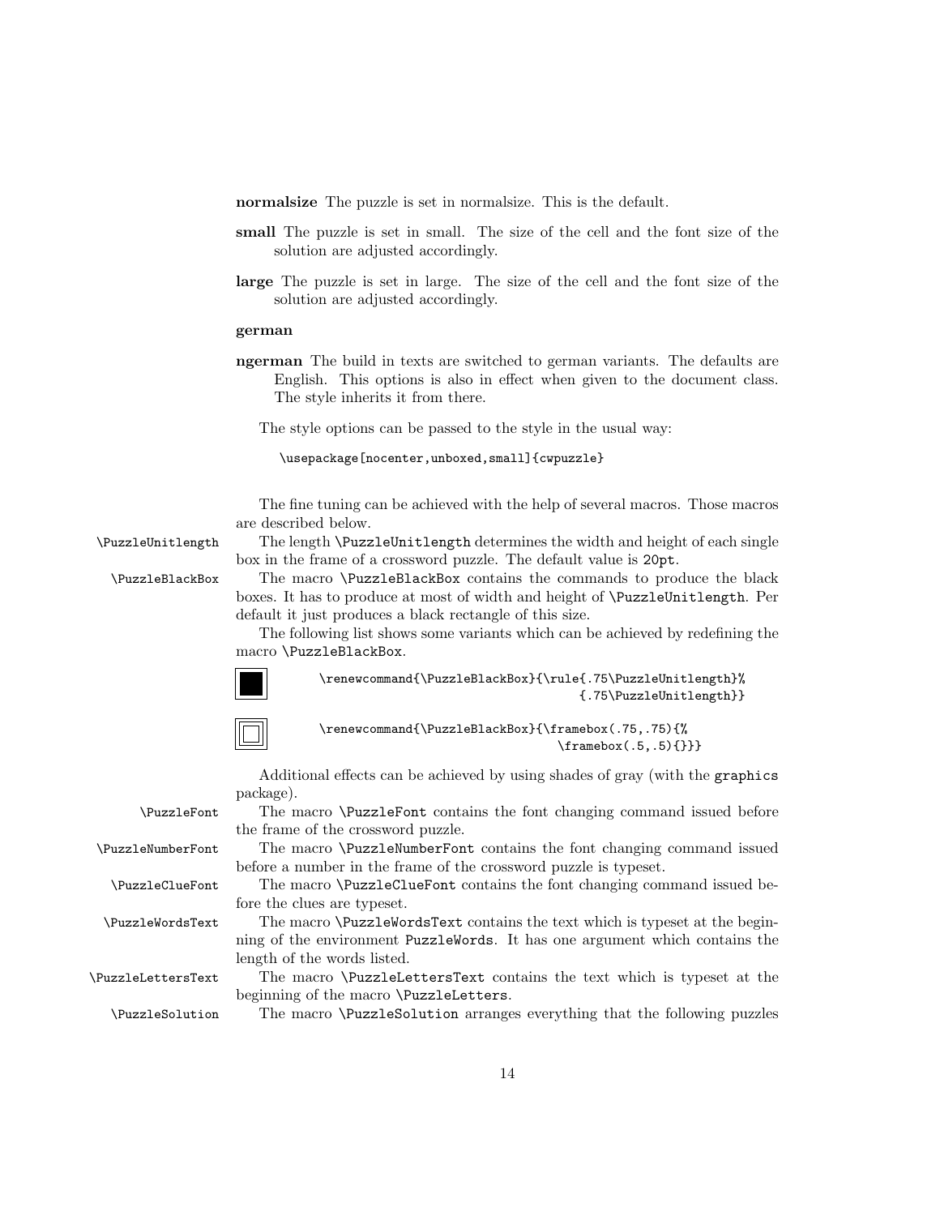**normalsize** The puzzle is set in normalsize. This is the default.

**small** The puzzle is set in small. The size of the cell and the font size of the solution are adjusted accordingly.

**large** The puzzle is set in large. The size of the cell and the font size of the solution are adjusted accordingly.

**german**

**ngerman** The build in texts are switched to german variants. The defaults are English. This options is also in effect when given to the document class. The style inherits it from there.

The style options can be passed to the style in the usual way:

```
\usepackage[nocenter,unboxed,small]{cwpuzzle}
```

The fine tuning can be achieved with the help of several macros. Those macros are described below.

`\PuzzleUnitlength` The length `\PuzzleUnitlength` determines the width and height of each single box in the frame of a crossword puzzle. The default value is `20pt`.

`\PuzzleBlackBox` The macro `\PuzzleBlackBox` contains the commands to produce the black boxes. It has to produce at most of width and height of `\PuzzleUnitlength`. Per default it just produces a black rectangle of this size.

The following list shows some variants which can be achieved by redefining the macro `\PuzzleBlackBox`.

```
\renewcommand{\PuzzleBlackBox}{\rule{.75\PuzzleUnitlength}%
                                    {.75\PuzzleUnitlength}}
```

```
\renewcommand{\PuzzleBlackBox}{\framebox(.75,.75){%
                                    \framebox(.5,.5){}}}
```

Additional effects can be achieved by using shades of gray (with the `graphics` package).

`\PuzzleFont` The macro `\PuzzleFont` contains the font changing command issued before the frame of the crossword puzzle.

`\PuzzleNumberFont` The macro `\PuzzleNumberFont` contains the font changing command issued before a number in the frame of the crossword puzzle is typeset.

`\PuzzleClueFont` The macro `\PuzzleClueFont` contains the font changing command issued before the clues are typeset.

`\PuzzleWordsText` The macro `\PuzzleWordsText` contains the text which is typeset at the beginning of the environment `PuzzleWords`. It has one argument which contains the length of the words listed.

`\PuzzleLettersText` The macro `\PuzzleLettersText` contains the text which is typeset at the beginning of the macro `\PuzzleLetters`.

`\PuzzleSolution` The macro `\PuzzleSolution` arranges everything that the following puzzles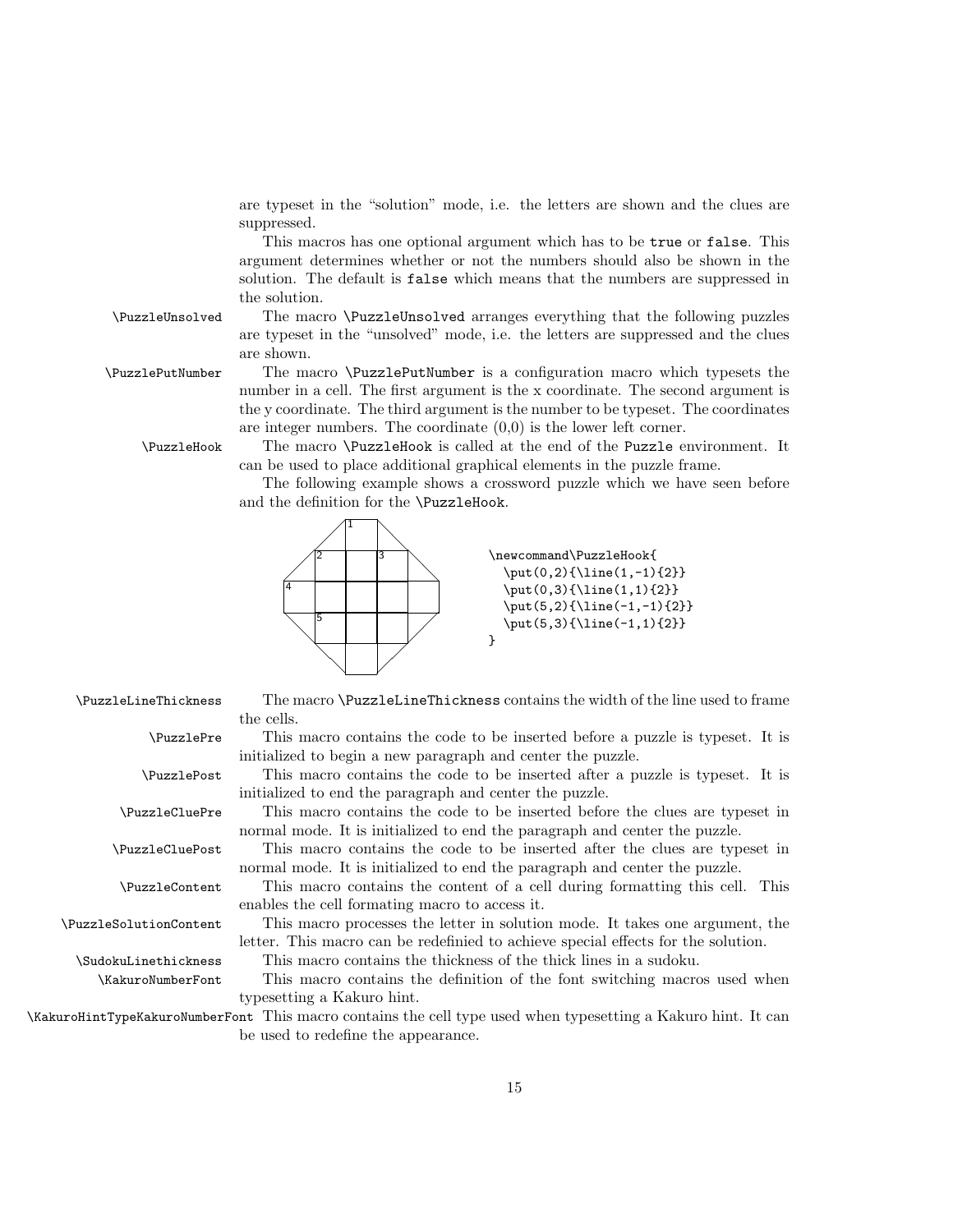are typeset in the "solution" mode, i.e. the letters are shown and the clues are suppressed.

This macros has one optional argument which has to be `true` or `false`. This argument determines whether or not the numbers should also be shown in the solution. The default is `false` which means that the numbers are suppressed in the solution.

`\PuzzleUnsolved` The macro `\PuzzleUnsolved` arranges everything that the following puzzles are typeset in the "unsolved" mode, i.e. the letters are suppressed and the clues are shown.

`\PuzzlePutNumber` The macro `\PuzzlePutNumber` is a configuration macro which typesets the number in a cell. The first argument is the x coordinate. The second argument is the y coordinate. The third argument is the number to be typeset. The coordinates are integer numbers. The coordinate (0,0) is the lower left corner.

`\PuzzleHook` The macro `\PuzzleHook` is called at the end of the `Puzzle` environment. It can be used to place additional graphical elements in the puzzle frame.

The following example shows a crossword puzzle which we have seen before and the definition for the `\PuzzleHook`.

```
\newcommand\PuzzleHook{
  \put(0,2){\line(1,-1){2}}
  \put(0,3){\line(1,1){2}}
  \put(5,2){\line(-1,-1){2}}
  \put(5,3){\line(-1,1){2}}
}
```

`\PuzzleLineThickness` The macro `\PuzzleLineThickness` contains the width of the line used to frame the cells.

`\PuzzlePre` This macro contains the code to be inserted before a puzzle is typeset. It is initialized to begin a new paragraph and center the puzzle.

`\PuzzlePost` This macro contains the code to be inserted after a puzzle is typeset. It is initialized to end the paragraph and center the puzzle.

`\PuzzleCluePre` This macro contains the code to be inserted before the clues are typeset in normal mode. It is initialized to end the paragraph and center the puzzle.

`\PuzzleCluePost` This macro contains the code to be inserted after the clues are typeset in normal mode. It is initialized to end the paragraph and center the puzzle.

`\PuzzleContent` This macro contains the content of a cell during formatting this cell. This enables the cell formating macro to access it.

`\PuzzleSolutionContent` This macro processes the letter in solution mode. It takes one argument, the letter. This macro can be redefinied to achieve special effects for the solution.

`\SudokuLinethickness` This macro contains the thickness of the thick lines in a sudoku.

`\KakuroNumberFont` This macro contains the definition of the font switching macros used when typesetting a Kakuro hint.

`\KakuroHintTypeKakuroNumberFont` This macro contains the cell type used when typesetting a Kakuro hint. It can be used to redefine the appearance.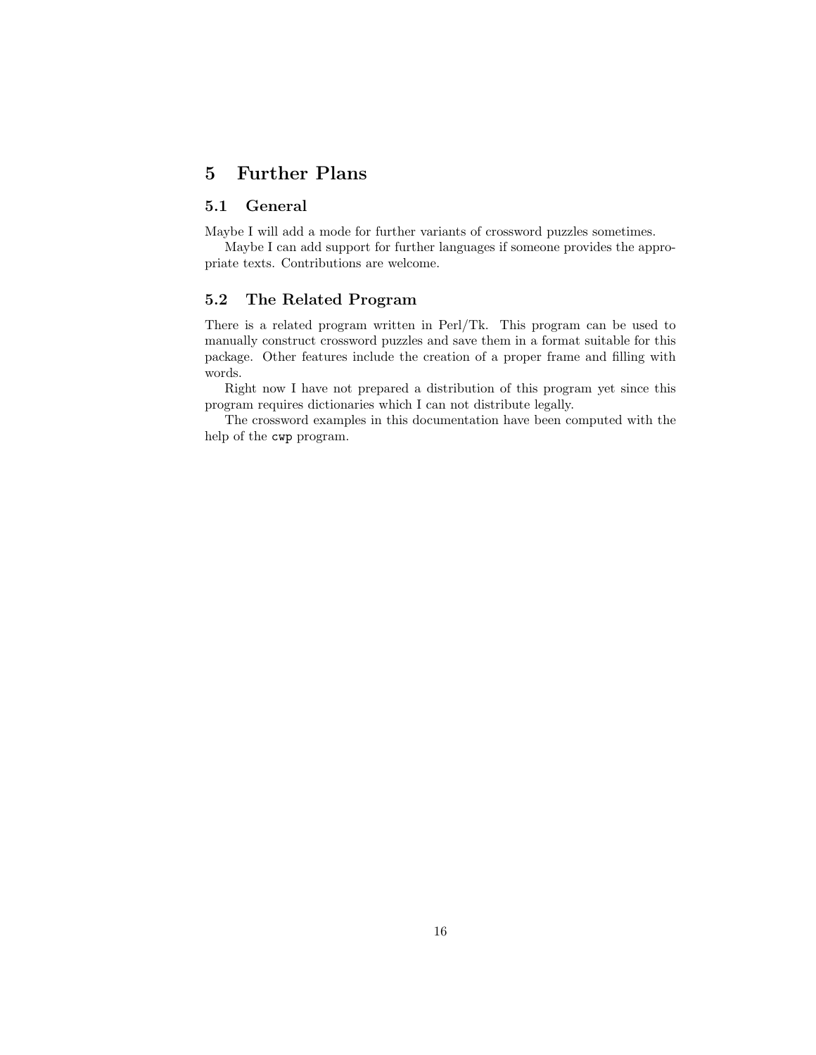# 5 Further Plans

## 5.1 General

Maybe I will add a mode for further variants of crossword puzzles sometimes.

Maybe I can add support for further languages if someone provides the appropriate texts. Contributions are welcome.

## 5.2 The Related Program

There is a related program written in Perl/Tk. This program can be used to manually construct crossword puzzles and save them in a format suitable for this package. Other features include the creation of a proper frame and filling with words.

Right now I have not prepared a distribution of this program yet since this program requires dictionaries which I can not distribute legally.

The crossword examples in this documentation have been computed with the help of the `cwp` program.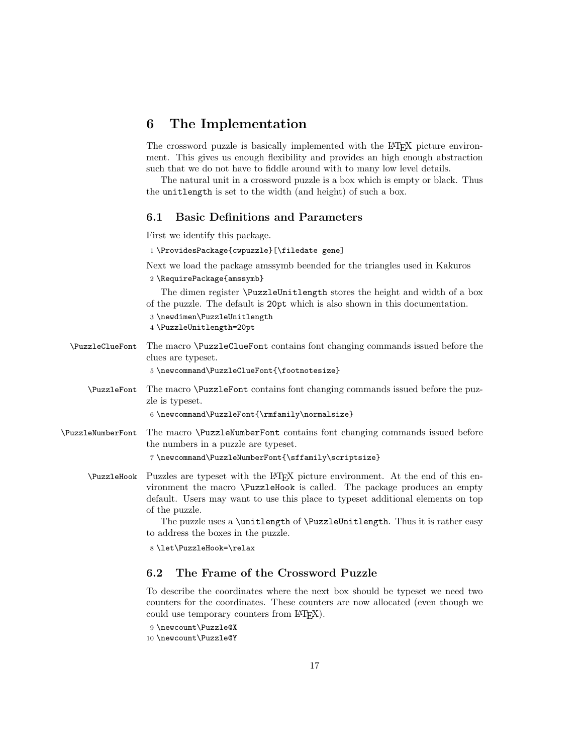# 6 The Implementation

The crossword puzzle is basically implemented with the LaTeX picture environment. This gives us enough flexibility and provides an high enough abstraction such that we do not have to fiddle around with to many low level details.

The natural unit in a crossword puzzle is a box which is empty or black. Thus the `unitlength` is set to the width (and height) of such a box.

## 6.1 Basic Definitions and Parameters

First we identify this package.

```
1 \ProvidesPackage{cwpuzzle}[\filedate gene]
```

Next we load the package amssymb beended for the triangles used in Kakuros

```
2 \RequirePackage{amssymb}
```

The dimen register `\PuzzleUnitlength` stores the height and width of a box of the puzzle. The default is `20pt` which is also shown in this documentation.

```
3 \newdimen\PuzzleUnitlength
4 \PuzzleUnitlength=20pt
```

`\PuzzleClueFont` The macro `\PuzzleClueFont` contains font changing commands issued before the clues are typeset.

```
5 \newcommand\PuzzleClueFont{\footnotesize}
```

`\PuzzleFont` The macro `\PuzzleFont` contains font changing commands issued before the puzzle is typeset.

```
6 \newcommand\PuzzleFont{\rmfamily\normalsize}
```

`\PuzzleNumberFont` The macro `\PuzzleNumberFont` contains font changing commands issued before the numbers in a puzzle are typeset.

```
7 \newcommand\PuzzleNumberFont{\sffamily\scriptsize}
```

`\PuzzleHook` Puzzles are typeset with the LaTeX picture environment. At the end of this environment the macro `\PuzzleHook` is called. The package produces an empty default. Users may want to use this place to typeset additional elements on top of the puzzle.

The puzzle uses a `\unitlength` of `\PuzzleUnitlength`. Thus it is rather easy to address the boxes in the puzzle.

```
8 \let\PuzzleHook=\relax
```

## 6.2 The Frame of the Crossword Puzzle

To describe the coordinates where the next box should be typeset we need two counters for the coordinates. These counters are now allocated (even though we could use temporary counters from LaTeX).

```
9 \newcount\Puzzle@X
10 \newcount\Puzzle@Y
```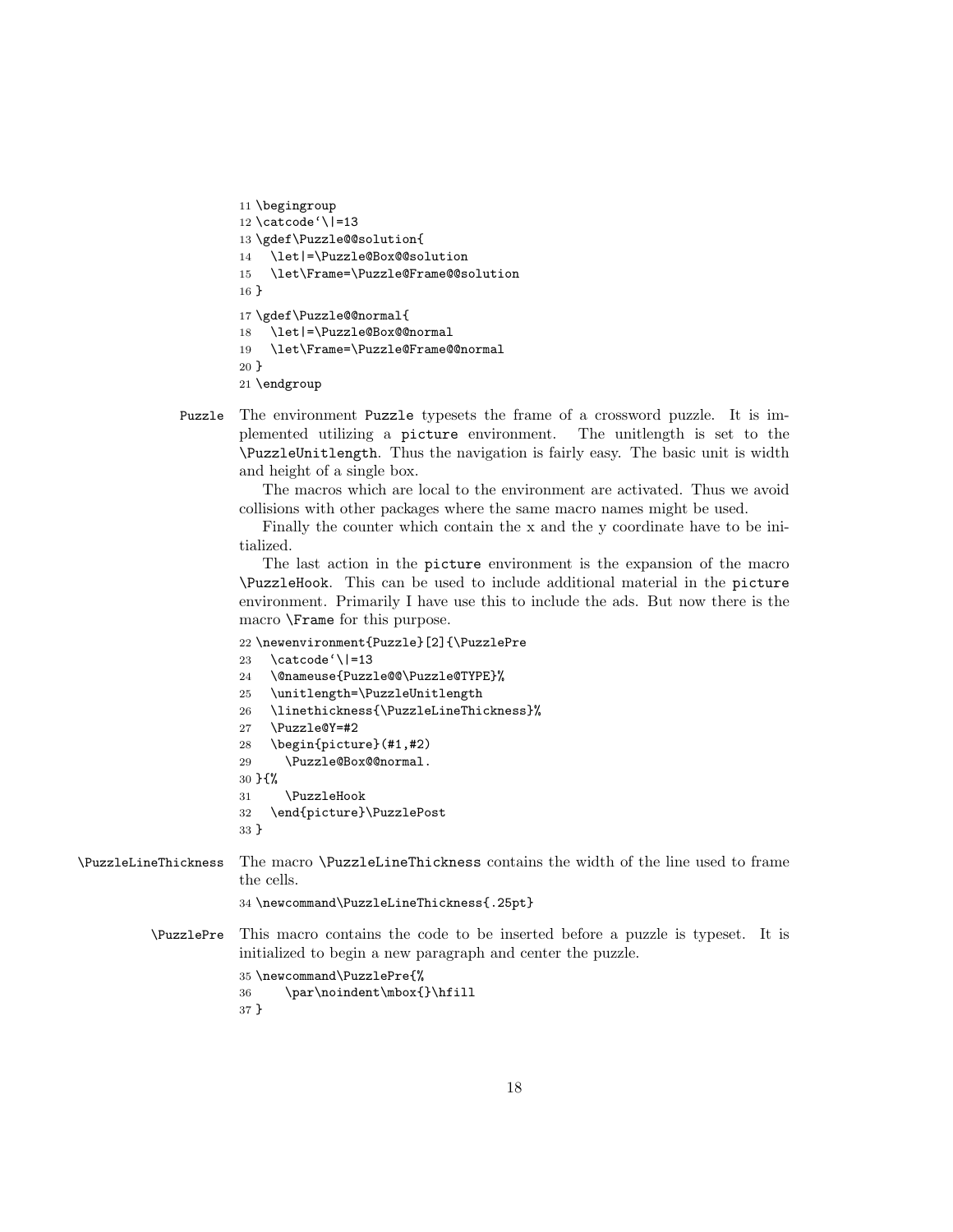```
11 \begingroup
12 \catcode`\|=13
13 \gdef\Puzzle@@solution{
14   \let|=\Puzzle@Box@@solution
15   \let\Frame=\Puzzle@Frame@@solution
16 }
17 \gdef\Puzzle@@normal{
18   \let|=\Puzzle@Box@@normal
19   \let\Frame=\Puzzle@Frame@@normal
20 }
21 \endgroup
```

**Puzzle** The environment Puzzle typesets the frame of a crossword puzzle. It is implemented utilizing a picture environment. The unitlength is set to the \PuzzleUnitlength. Thus the navigation is fairly easy. The basic unit is width and height of a single box.

The macros which are local to the environment are activated. Thus we avoid collisions with other packages where the same macro names might be used.

Finally the counter which contain the x and the y coordinate have to be initialized.

The last action in the picture environment is the expansion of the macro \PuzzleHook. This can be used to include additional material in the picture environment. Primarily I have use this to include the ads. But now there is the macro \Frame for this purpose.

```
22 \newenvironment{Puzzle}[2]{\PuzzlePre
23   \catcode`\|=13
24   \@nameuse{Puzzle@@\Puzzle@TYPE}%
25   \unitlength=\PuzzleUnitlength
26   \linethickness{\PuzzleLineThickness}%
27   \Puzzle@Y=#2
28   \begin{picture}(#1,#2)
29     \Puzzle@Box@@normal.
30 }{%
31     \PuzzleHook
32   \end{picture}\PuzzlePost
33 }
```

**\PuzzleLineThickness** The macro \PuzzleLineThickness contains the width of the line used to frame the cells.

```
34 \newcommand\PuzzleLineThickness{.25pt}
```

**\PuzzlePre** This macro contains the code to be inserted before a puzzle is typeset. It is initialized to begin a new paragraph and center the puzzle.

```
35 \newcommand\PuzzlePre{%
36     \par\noindent\mbox{}\hfill
37 }
```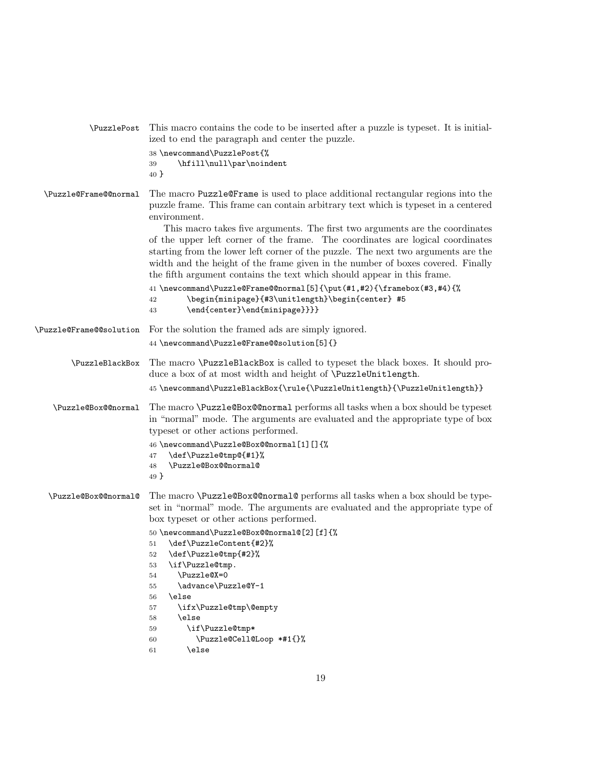\PuzzlePost This macro contains the code to be inserted after a puzzle is typeset. It is initialized to end the paragraph and center the puzzle.

```
38 \newcommand\PuzzlePost{%
39     \hfill\null\par\noindent
40 }
```

\Puzzle@Frame@@normal The macro Puzzle@Frame is used to place additional rectangular regions into the puzzle frame. This frame can contain arbitrary text which is typeset in a centered environment.

This macro takes five arguments. The first two arguments are the coordinates of the upper left corner of the frame. The coordinates are logical coordinates starting from the lower left corner of the puzzle. The next two arguments are the width and the height of the frame given in the number of boxes covered. Finally the fifth argument contains the text which should appear in this frame.

```
41 \newcommand\Puzzle@Frame@@normal[5]{\put(#1,#2){\framebox(#3,#4){%
42       \begin{minipage}{#3\unitlength}\begin{center} #5
43       \end{center}\end{minipage}}}}
```

\Puzzle@Frame@@solution For the solution the framed ads are simply ignored.

```
44 \newcommand\Puzzle@Frame@@solution[5]{}
```

\PuzzleBlackBox The macro \PuzzleBlackBox is called to typeset the black boxes. It should produce a box of at most width and height of \PuzzleUnitlength.

```
45 \newcommand\PuzzleBlackBox{\rule{\PuzzleUnitlength}{\PuzzleUnitlength}}
```

\Puzzle@Box@@normal The macro \Puzzle@Box@@normal performs all tasks when a box should be typeset in "normal" mode. The arguments are evaluated and the appropriate type of box typeset or other actions performed.

```
46 \newcommand\Puzzle@Box@@normal[1][]{%
47   \def\Puzzle@tmp@{#1}%
48   \Puzzle@Box@@normal@
49 }
```

\Puzzle@Box@@normal@ The macro \Puzzle@Box@@normal@ performs all tasks when a box should be typeset in "normal" mode. The arguments are evaluated and the appropriate type of box typeset or other actions performed.

```
50 \newcommand\Puzzle@Box@@normal@[2][f]{%
51   \def\PuzzleContent{#2}%
52   \def\Puzzle@tmp{#2}%
53   \if\Puzzle@tmp.
54     \Puzzle@X=0
55     \advance\Puzzle@Y-1
56   \else
57     \ifx\Puzzle@tmp\@empty
58     \else
59       \if\Puzzle@tmp*
60         \Puzzle@Cell@Loop *#1{}%
61       \else
```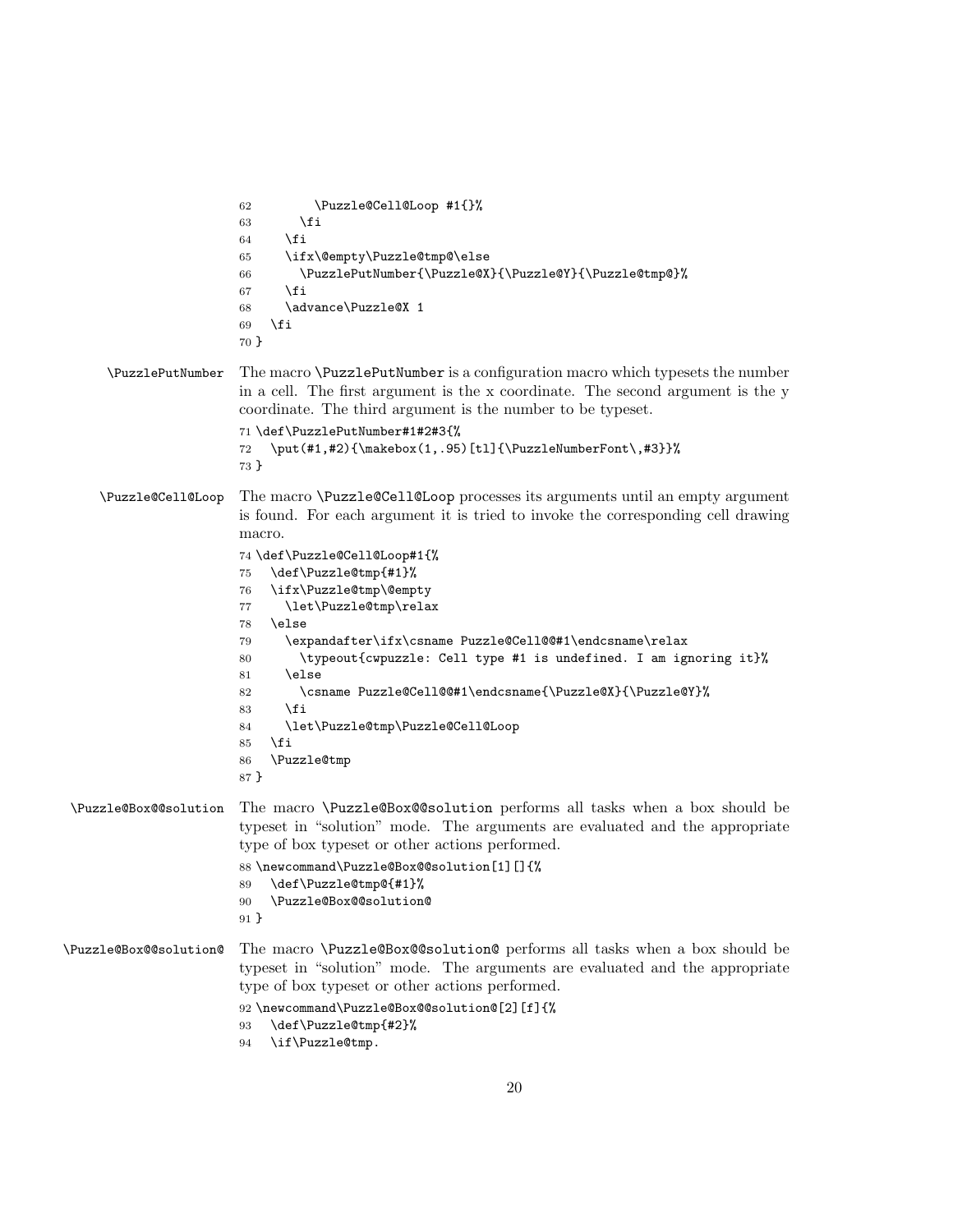```
62         \Puzzle@Cell@Loop #1{}%
63       \fi
64     \fi
65     \ifx\@empty\Puzzle@tmp@\else
66       \PuzzlePutNumber{\Puzzle@X}{\Puzzle@Y}{\Puzzle@tmp@}%
67     \fi
68     \advance\Puzzle@X 1
69   \fi
70 }
```

**\PuzzlePutNumber** The macro `\PuzzlePutNumber` is a configuration macro which typesets the number in a cell. The first argument is the x coordinate. The second argument is the y coordinate. The third argument is the number to be typeset.

```
71 \def\PuzzlePutNumber#1#2#3{%
72   \put(#1,#2){\makebox(1,.95)[tl]{\PuzzleNumberFont\,#3}}%
73 }
```

**\Puzzle@Cell@Loop** The macro `\Puzzle@Cell@Loop` processes its arguments until an empty argument is found. For each argument it is tried to invoke the corresponding cell drawing macro.

```
74 \def\Puzzle@Cell@Loop#1{%
75   \def\Puzzle@tmp{#1}%
76   \ifx\Puzzle@tmp\@empty
77     \let\Puzzle@tmp\relax
78   \else
79     \expandafter\ifx\csname Puzzle@Cell@@#1\endcsname\relax
80       \typeout{cwpuzzle: Cell type #1 is undefined. I am ignoring it}%
81     \else
82       \csname Puzzle@Cell@@#1\endcsname{\Puzzle@X}{\Puzzle@Y}%
83     \fi
84     \let\Puzzle@tmp\Puzzle@Cell@Loop
85   \fi
86   \Puzzle@tmp
87 }
```

**\Puzzle@Box@@solution** The macro `\Puzzle@Box@@solution` performs all tasks when a box should be typeset in "solution" mode. The arguments are evaluated and the appropriate type of box typeset or other actions performed.

```
88 \newcommand\Puzzle@Box@@solution[1][]{%
89   \def\Puzzle@tmp@{#1}%
90   \Puzzle@Box@@solution@
91 }
```

**\Puzzle@Box@@solution@** The macro `\Puzzle@Box@@solution@` performs all tasks when a box should be typeset in "solution" mode. The arguments are evaluated and the appropriate type of box typeset or other actions performed.

```
92 \newcommand\Puzzle@Box@@solution@[2][f]{%
93   \def\Puzzle@tmp{#2}%
94   \if\Puzzle@tmp.
```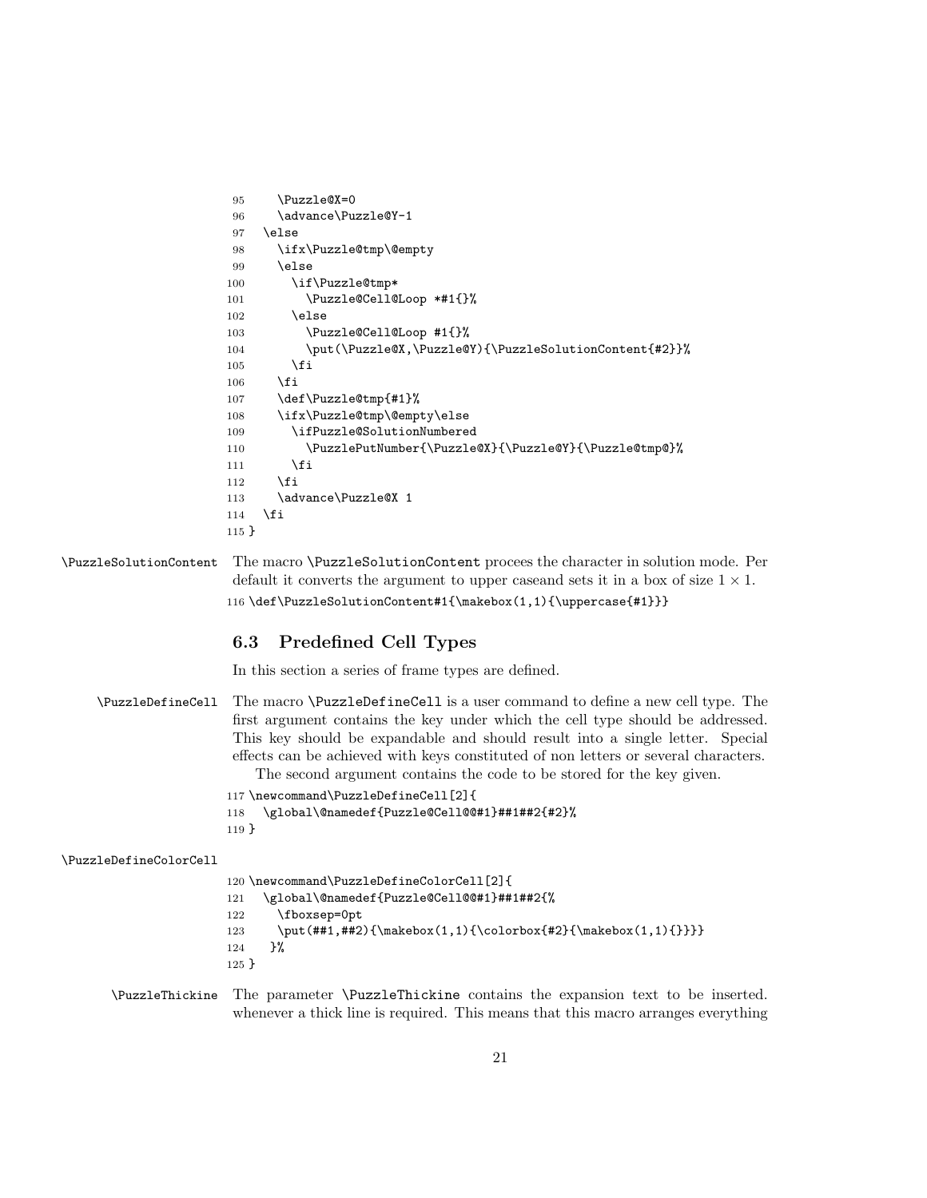```
95     \Puzzle@X=0
96     \advance\Puzzle@Y-1
97   \else
98     \ifx\Puzzle@tmp\@empty
99     \else
100      \if\Puzzle@tmp*
101        \Puzzle@Cell@Loop *#1{}%
102      \else
103        \Puzzle@Cell@Loop #1{}%
104        \put(\Puzzle@X,\Puzzle@Y){\PuzzleSolutionContent{#2}}%
105      \fi
106    \fi
107    \def\Puzzle@tmp{#1}%
108    \ifx\Puzzle@tmp\@empty\else
109      \ifPuzzle@SolutionNumbered
110        \PuzzlePutNumber{\Puzzle@X}{\Puzzle@Y}{\Puzzle@tmp@}%
111      \fi
112    \fi
113    \advance\Puzzle@X 1
114  \fi
115 }
```

\PuzzleSolutionContent The macro \PuzzleSolutionContent procees the character in solution mode. Per default it converts the argument to upper caseand sets it in a box of size $1 \times 1$.

```
116 \def\PuzzleSolutionContent#1{\makebox(1,1){\uppercase{#1}}}
```

### 6.3 Predefined Cell Types

In this section a series of frame types are defined.

\PuzzleDefineCell The macro \PuzzleDefineCell is a user command to define a new cell type. The first argument contains the key under which the cell type should be addressed. This key should be expandable and should result into a single letter. Special effects can be achieved with keys constituted of non letters or several characters.

The second argument contains the code to be stored for the key given.

```
117 \newcommand\PuzzleDefineCell[2]{
118   \global\@namedef{Puzzle@Cell@@#1}##1##2{#2}%
119 }
```

\PuzzleDefineColorCell

```
120 \newcommand\PuzzleDefineColorCell[2]{
121   \global\@namedef{Puzzle@Cell@@#1}##1##2{%
122     \fboxsep=0pt
123     \put(##1,##2){\makebox(1,1){\colorbox{#2}{\makebox(1,1){}}}}
124    }%
125 }
```

\PuzzleThickine The parameter \PuzzleThickine contains the expansion text to be inserted. whenever a thick line is required. This means that this macro arranges everything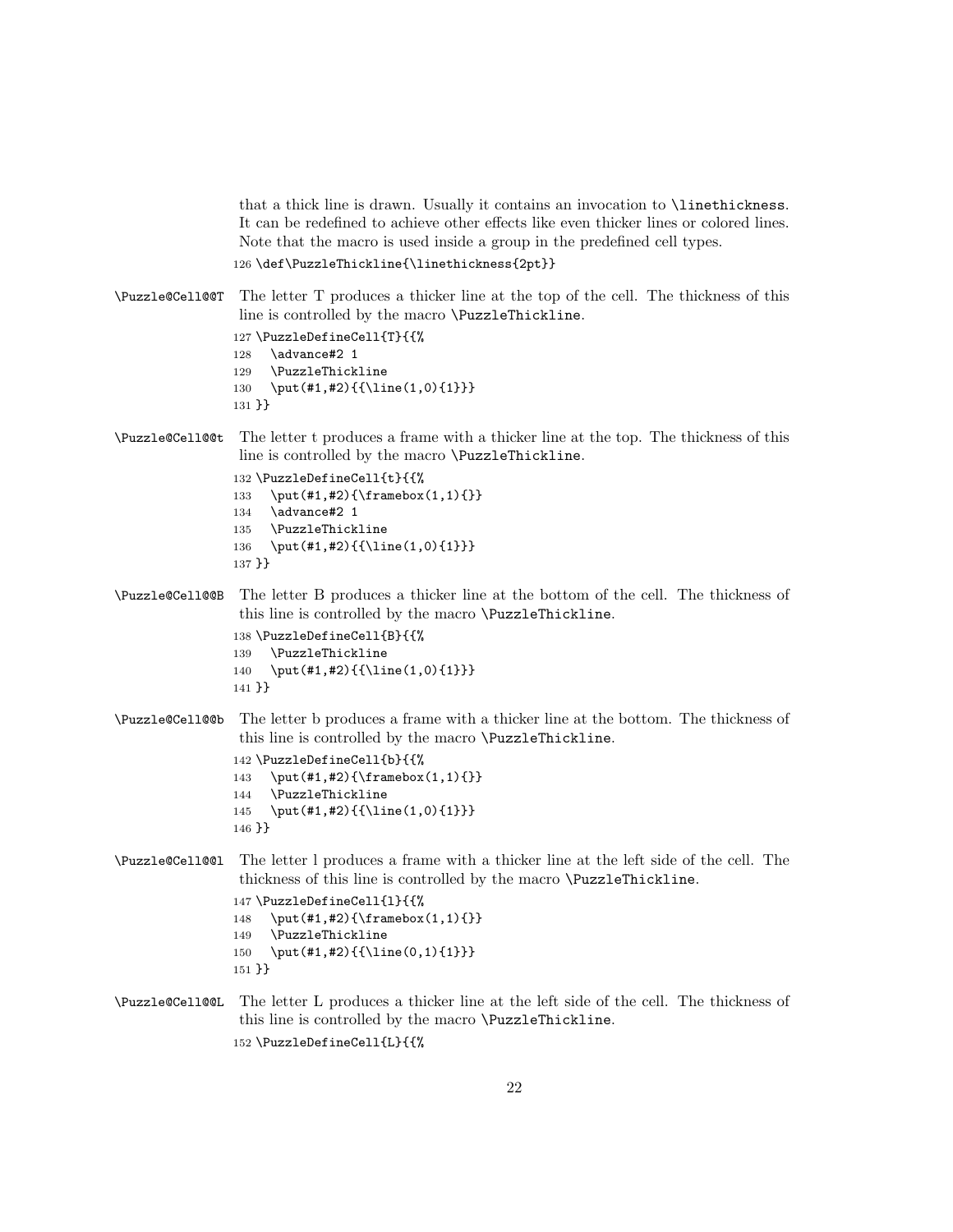that a thick line is drawn. Usually it contains an invocation to `\linethickness`. It can be redefined to achieve other effects like even thicker lines or colored lines. Note that the macro is used inside a group in the predefined cell types.

```
126 \def\PuzzleThickline{\linethickness{2pt}}
```

`\Puzzle@Cell@@T` The letter T produces a thicker line at the top of the cell. The thickness of this line is controlled by the macro `\PuzzleThickline`.

```
127 \PuzzleDefineCell{T}{{%
128   \advance#2 1
129   \PuzzleThickline
130   \put(#1,#2){{\line(1,0){1}}}
131 }}
```

`\Puzzle@Cell@@t` The letter t produces a frame with a thicker line at the top. The thickness of this line is controlled by the macro `\PuzzleThickline`.

```
132 \PuzzleDefineCell{t}{{%
133   \put(#1,#2){\framebox(1,1){}}
134   \advance#2 1
135   \PuzzleThickline
136   \put(#1,#2){{\line(1,0){1}}}
137 }}
```

`\Puzzle@Cell@@B` The letter B produces a thicker line at the bottom of the cell. The thickness of this line is controlled by the macro `\PuzzleThickline`.

```
138 \PuzzleDefineCell{B}{{%
139   \PuzzleThickline
140   \put(#1,#2){{\line(1,0){1}}}
141 }}
```

`\Puzzle@Cell@@b` The letter b produces a frame with a thicker line at the bottom. The thickness of this line is controlled by the macro `\PuzzleThickline`.

```
142 \PuzzleDefineCell{b}{{%
143   \put(#1,#2){\framebox(1,1){}}
144   \PuzzleThickline
145   \put(#1,#2){{\line(1,0){1}}}
146 }}
```

`\Puzzle@Cell@@l` The letter l produces a frame with a thicker line at the left side of the cell. The thickness of this line is controlled by the macro `\PuzzleThickline`.

```
147 \PuzzleDefineCell{l}{{%
148   \put(#1,#2){\framebox(1,1){}}
149   \PuzzleThickline
150   \put(#1,#2){{\line(0,1){1}}}
151 }}
```

`\Puzzle@Cell@@L` The letter L produces a thicker line at the left side of the cell. The thickness of this line is controlled by the macro `\PuzzleThickline`.

```
152 \PuzzleDefineCell{L}{{%
```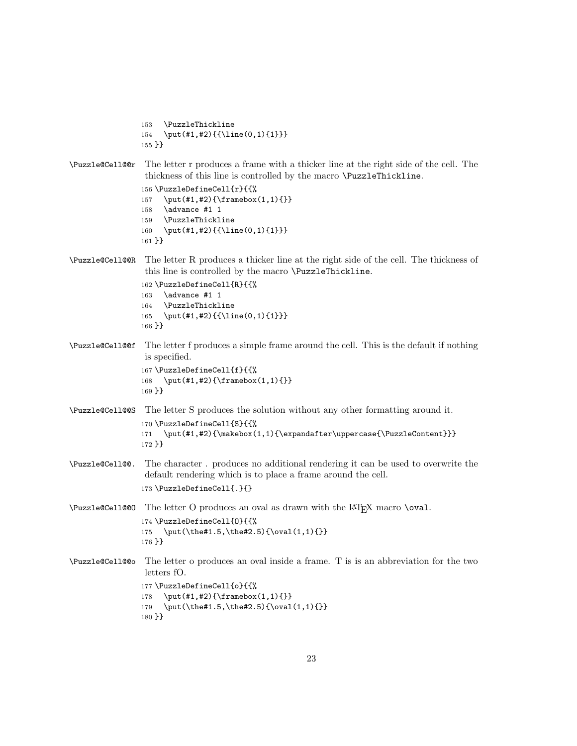```
153   \PuzzleThickline
154   \put(#1,#2){{\line(0,1){1}}}
155 }}
```

`\Puzzle@Cell@@r` The letter r produces a frame with a thicker line at the right side of the cell. The thickness of this line is controlled by the macro `\PuzzleThickline`.

```
156 \PuzzleDefineCell{r}{{%
157   \put(#1,#2){\framebox(1,1){}}
158   \advance #1 1
159   \PuzzleThickline
160   \put(#1,#2){{\line(0,1){1}}}
161 }}
```

`\Puzzle@Cell@@R` The letter R produces a thicker line at the right side of the cell. The thickness of this line is controlled by the macro `\PuzzleThickline`.

```
162 \PuzzleDefineCell{R}{{%
163   \advance #1 1
164   \PuzzleThickline
165   \put(#1,#2){{\line(0,1){1}}}
166 }}
```

`\Puzzle@Cell@@f` The letter f produces a simple frame around the cell. This is the default if nothing is specified.

```
167 \PuzzleDefineCell{f}{{%
168   \put(#1,#2){\framebox(1,1){}}
169 }}
```

`\Puzzle@Cell@@S` The letter S produces the solution without any other formatting around it.

```
170 \PuzzleDefineCell{S}{{%
171   \put(#1,#2){\makebox(1,1){\expandafter\uppercase{\PuzzleContent}}}
172 }}
```

`\Puzzle@Cell@@.` The character . produces no additional rendering it can be used to overwrite the default rendering which is to place a frame around the cell.

```
173 \PuzzleDefineCell{.}{}
```

`\Puzzle@Cell@@O` The letter O produces an oval as drawn with the LaTeX macro `\oval`.

```
174 \PuzzleDefineCell{O}{{%
175   \put(\the#1.5,\the#2.5){\oval(1,1){}}
176 }}
```

`\Puzzle@Cell@@o` The letter o produces an oval inside a frame. T is is an abbreviation for the two letters fO.

```
177 \PuzzleDefineCell{o}{{%
178   \put(#1,#2){\framebox(1,1){}}
179   \put(\the#1.5,\the#2.5){\oval(1,1){}}
180 }}
```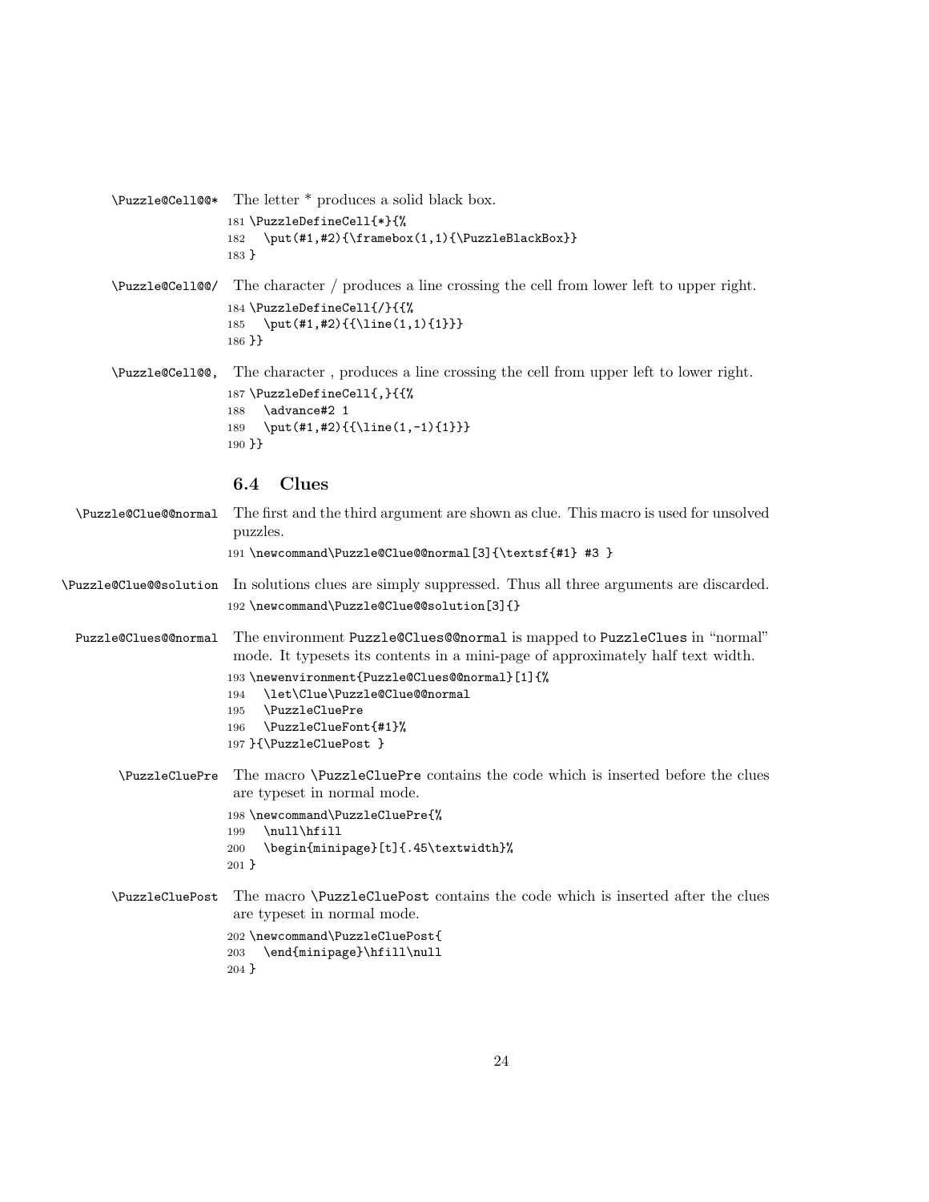`\Puzzle@Cell@@*` The letter * produces a solid black box.

```
181 \PuzzleDefineCell{*}{%
182   \put(#1,#2){\framebox(1,1){\PuzzleBlackBox}}
183 }
```

`\Puzzle@Cell@@/` The character / produces a line crossing the cell from lower left to upper right.

```
184 \PuzzleDefineCell{/}{{%
185   \put(#1,#2){{\line(1,1){1}}}
186 }}
```

`\Puzzle@Cell@@,` The character , produces a line crossing the cell from upper left to lower right.

```
187 \PuzzleDefineCell{,}{{%
188   \advance#2 1
189   \put(#1,#2){{\line(1,-1){1}}}
190 }}
```

### 6.4 Clues

`\Puzzle@Clue@@normal` The first and the third argument are shown as clue. This macro is used for unsolved puzzles.

```
191 \newcommand\Puzzle@Clue@@normal[3]{\textsf{#1} #3 }
```

`\Puzzle@Clue@@solution` In solutions clues are simply suppressed. Thus all three arguments are discarded.

```
192 \newcommand\Puzzle@Clue@@solution[3]{}
```

`Puzzle@Clues@@normal` The environment `Puzzle@Clues@@normal` is mapped to `PuzzleClues` in "normal" mode. It typesets its contents in a mini-page of approximately half text width.

```
193 \newenvironment{Puzzle@Clues@@normal}[1]{%
194   \let\Clue\Puzzle@Clue@@normal
195   \PuzzleCluePre
196   \PuzzleClueFont{#1}%
197 }{\PuzzleCluePost }
```

`\PuzzleCluePre` The macro `\PuzzleCluePre` contains the code which is inserted before the clues are typeset in normal mode.

```
198 \newcommand\PuzzleCluePre{%
199   \null\hfill
200   \begin{minipage}[t]{.45\textwidth}%
201 }
```

`\PuzzleCluePost` The macro `\PuzzleCluePost` contains the code which is inserted after the clues are typeset in normal mode.

```
202 \newcommand\PuzzleCluePost{
203   \end{minipage}\hfill\null
204 }
```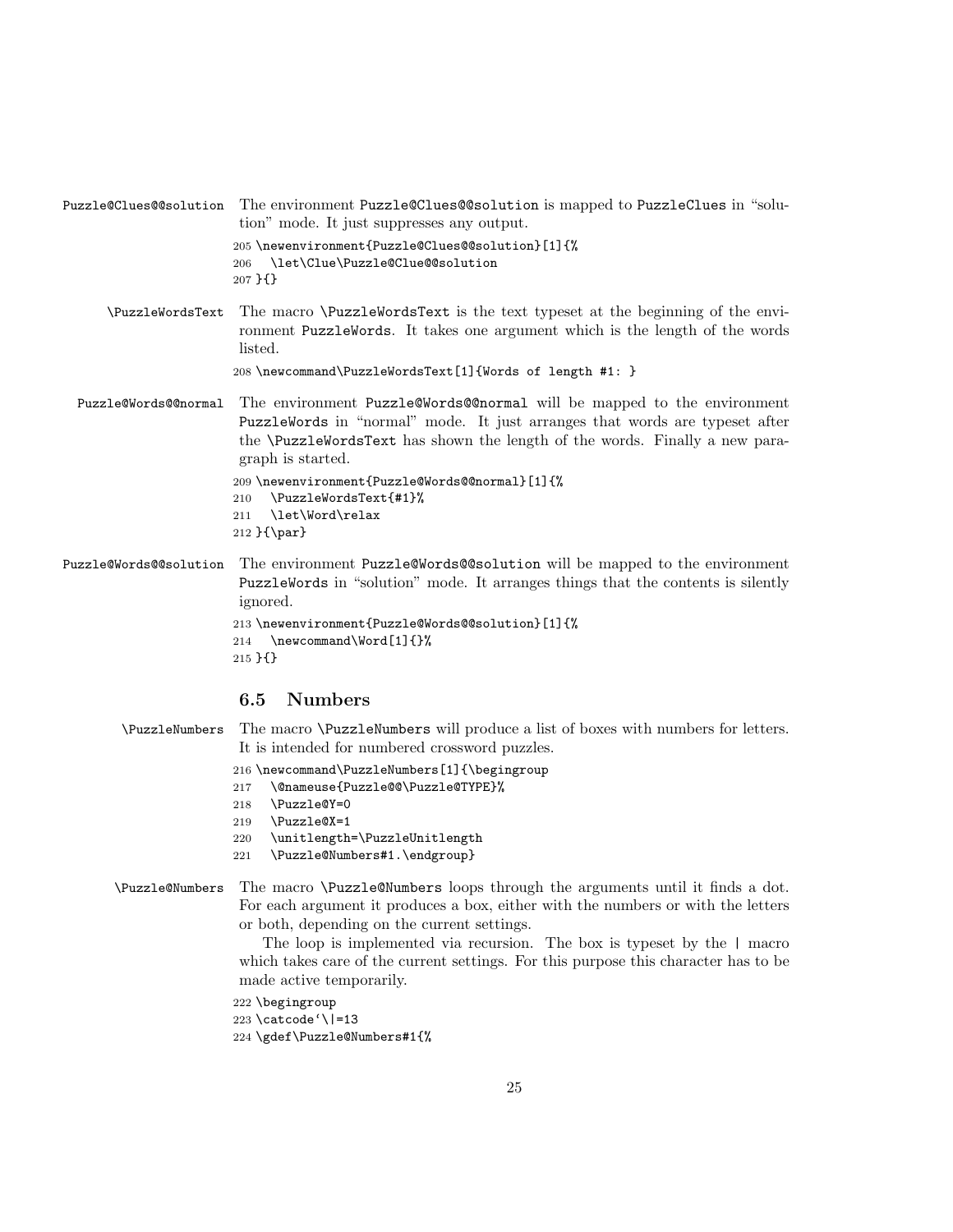**Puzzle@Clues@@solution** The environment Puzzle@Clues@@solution is mapped to PuzzleClues in "solution" mode. It just suppresses any output.

```
205 \newenvironment{Puzzle@Clues@@solution}[1]{%
206   \let\Clue\Puzzle@Clue@@solution
207 }{}
```

**\PuzzleWordsText** The macro \PuzzleWordsText is the text typeset at the beginning of the environment PuzzleWords. It takes one argument which is the length of the words listed.

```
208 \newcommand\PuzzleWordsText[1]{Words of length #1: }
```

**Puzzle@Words@@normal** The environment Puzzle@Words@@normal will be mapped to the environment PuzzleWords in "normal" mode. It just arranges that words are typeset after the \PuzzleWordsText has shown the length of the words. Finally a new paragraph is started.

```
209 \newenvironment{Puzzle@Words@@normal}[1]{%
210   \PuzzleWordsText{#1}%
211   \let\Word\relax
212 }{\par}
```

**Puzzle@Words@@solution** The environment Puzzle@Words@@solution will be mapped to the environment PuzzleWords in "solution" mode. It arranges things that the contents is silently ignored.

```
213 \newenvironment{Puzzle@Words@@solution}[1]{%
214   \newcommand\Word[1]{}%
215 }{}
```

## 6.5 Numbers

**\PuzzleNumbers** The macro \PuzzleNumbers will produce a list of boxes with numbers for letters. It is intended for numbered crossword puzzles.

```
216 \newcommand\PuzzleNumbers[1]{\begingroup
217   \@nameuse{Puzzle@@\Puzzle@TYPE}%
218   \Puzzle@Y=0
219   \Puzzle@X=1
220   \unitlength=\PuzzleUnitlength
221   \Puzzle@Numbers#1.\endgroup}
```

**\Puzzle@Numbers** The macro \Puzzle@Numbers loops through the arguments until it finds a dot. For each argument it produces a box, either with the numbers or with the letters or both, depending on the current settings.

The loop is implemented via recursion. The box is typeset by the | macro which takes care of the current settings. For this purpose this character has to be made active temporarily.

```
222 \begingroup
223 \catcode`\|=13
224 \gdef\Puzzle@Numbers#1{%
```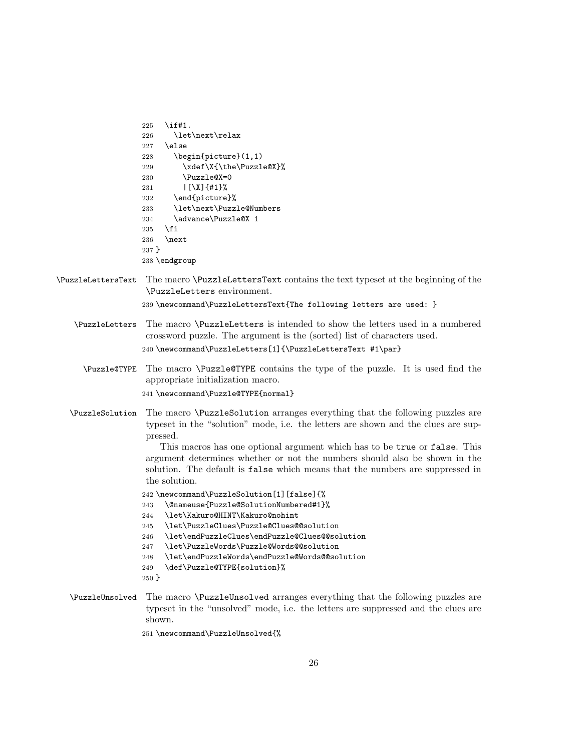```
225   \if#1.
226     \let\next\relax
227   \else
228     \begin{picture}(1,1)
229       \xdef\X{\the\Puzzle@X}%
230       \Puzzle@X=0
231       |[\X]{#1}%
232     \end{picture}%
233     \let\next\Puzzle@Numbers
234     \advance\Puzzle@X 1
235   \fi
236   \next
237 }
238 \endgroup
```

**\PuzzleLettersText** The macro `\PuzzleLettersText` contains the text typeset at the beginning of the `\PuzzleLetters` environment.

```
239 \newcommand\PuzzleLettersText{The following letters are used: }
```

**\PuzzleLetters** The macro `\PuzzleLetters` is intended to show the letters used in a numbered crossword puzzle. The argument is the (sorted) list of characters used.

```
240 \newcommand\PuzzleLetters[1]{\PuzzleLettersText #1\par}
```

**\Puzzle@TYPE** The macro `\Puzzle@TYPE` contains the type of the puzzle. It is used find the appropriate initialization macro.

```
241 \newcommand\Puzzle@TYPE{normal}
```

**\PuzzleSolution** The macro `\PuzzleSolution` arranges everything that the following puzzles are typeset in the "solution" mode, i.e. the letters are shown and the clues are suppressed.

This macros has one optional argument which has to be `true` or `false`. This argument determines whether or not the numbers should also be shown in the solution. The default is `false` which means that the numbers are suppressed in the solution.

```
242 \newcommand\PuzzleSolution[1][false]{%
243   \@nameuse{Puzzle@SolutionNumbered#1}%
244   \let\Kakuro@HINT\Kakuro@nohint
245   \let\PuzzleClues\Puzzle@Clues@@solution
246   \let\endPuzzleClues\endPuzzle@Clues@@solution
247   \let\PuzzleWords\Puzzle@Words@@solution
248   \let\endPuzzleWords\endPuzzle@Words@@solution
249   \def\Puzzle@TYPE{solution}%
250 }
```

**\PuzzleUnsolved** The macro `\PuzzleUnsolved` arranges everything that the following puzzles are typeset in the "unsolved" mode, i.e. the letters are suppressed and the clues are shown.

```
251 \newcommand\PuzzleUnsolved{%
```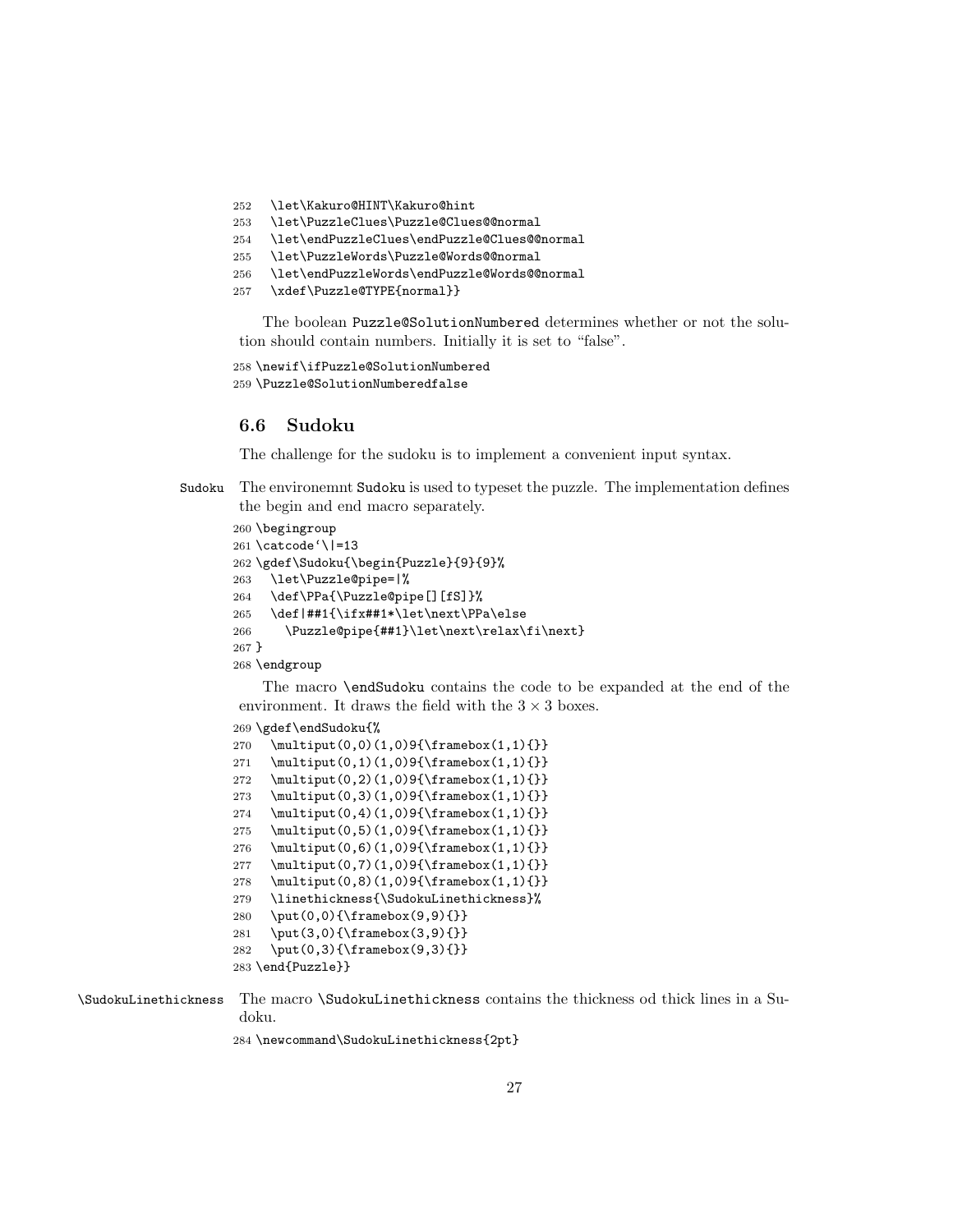```
252   \let\Kakuro@HINT\Kakuro@hint
253   \let\PuzzleClues\Puzzle@Clues@@normal
254   \let\endPuzzleClues\endPuzzle@Clues@@normal
255   \let\PuzzleWords\Puzzle@Words@@normal
256   \let\endPuzzleWords\endPuzzle@Words@@normal
257   \xdef\Puzzle@TYPE{normal}}
```

The boolean Puzzle@SolutionNumbered determines whether or not the solution should contain numbers. Initially it is set to "false".

```
258 \newif\ifPuzzle@SolutionNumbered
259 \Puzzle@SolutionNumberedfalse
```

## 6.6 Sudoku

The challenge for the sudoku is to implement a convenient input syntax.

Sudoku The environemnt Sudoku is used to typeset the puzzle. The implementation defines the begin and end macro separately.

```
260 \begingroup
261 \catcode`\|=13
262 \gdef\Sudoku{\begin{Puzzle}{9}{9}%
263   \let\Puzzle@pipe=|%
264   \def\PPa{\Puzzle@pipe[][fS]}%
265   \def|##1{\ifx##1*\let\next\PPa\else
266     \Puzzle@pipe{##1}\let\next\relax\fi\next}
267 }
268 \endgroup
```

The macro \endSudoku contains the code to be expanded at the end of the environment. It draws the field with the $3 \times 3$ boxes.

```
269 \gdef\endSudoku{%
270   \multiput(0,0)(1,0)9{\framebox(1,1){}}
271   \multiput(0,1)(1,0)9{\framebox(1,1){}}
272   \multiput(0,2)(1,0)9{\framebox(1,1){}}
273   \multiput(0,3)(1,0)9{\framebox(1,1){}}
274   \multiput(0,4)(1,0)9{\framebox(1,1){}}
275   \multiput(0,5)(1,0)9{\framebox(1,1){}}
276   \multiput(0,6)(1,0)9{\framebox(1,1){}}
277   \multiput(0,7)(1,0)9{\framebox(1,1){}}
278   \multiput(0,8)(1,0)9{\framebox(1,1){}}
279   \linethickness{\SudokuLinethickness}%
280   \put(0,0){\framebox(9,9){}}
281   \put(3,0){\framebox(3,9){}}
282   \put(0,3){\framebox(9,3){}}
283 \end{Puzzle}}
```

\SudokuLinethickness The macro \SudokuLinethickness contains the thickness od thick lines in a Sudoku.

```
284 \newcommand\SudokuLinethickness{2pt}
```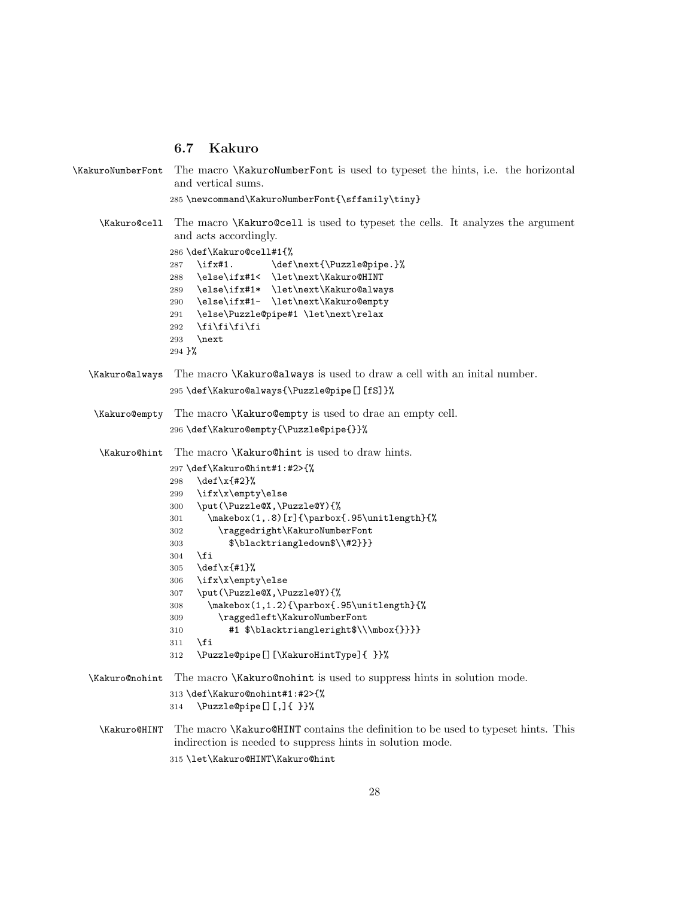### 6.7 Kakuro

\KakuroNumberFont The macro \KakuroNumberFont is used to typeset the hints, i.e. the horizontal and vertical sums.

```
285 \newcommand\KakuroNumberFont{\sffamily\tiny}
```

\Kakuro@cell The macro \Kakuro@cell is used to typeset the cells. It analyzes the argument and acts accordingly.

```
286 \def\Kakuro@cell#1{%
287   \ifx#1.        \def\next{\Puzzle@pipe.}%
288   \else\ifx#1<  \let\next\Kakuro@HINT
289   \else\ifx#1*  \let\next\Kakuro@always
290   \else\ifx#1-  \let\next\Kakuro@empty
291   \else\Puzzle@pipe#1 \let\next\relax
292   \fi\fi\fi\fi
293   \next
294 }%
```

\Kakuro@always The macro \Kakuro@always is used to draw a cell with an inital number.

```
295 \def\Kakuro@always{\Puzzle@pipe[][fS]}%
```

\Kakuro@empty The macro \Kakuro@empty is used to drae an empty cell.

```
296 \def\Kakuro@empty{\Puzzle@pipe{}}%
```

\Kakuro@hint The macro \Kakuro@hint is used to draw hints.

```
297 \def\Kakuro@hint#1:#2>{%
298   \def\x{#2}%
299   \ifx\x\empty\else
300   \put(\Puzzle@X,\Puzzle@Y){%
301     \makebox(1,.8)[r]{\parbox{.95\unitlength}{%
302       \raggedright\KakuroNumberFont
303         $\blacktriangledown$\\#2}}}
304   \fi
305   \def\x{#1}%
306   \ifx\x\empty\else
307   \put(\Puzzle@X,\Puzzle@Y){%
308     \makebox(1,1.2){\parbox{.95\unitlength}{%
309       \raggedleft\KakuroNumberFont
310         #1 $\blacktriangleright$\\\mbox{}}}}
311   \fi
312   \Puzzle@pipe[][\KakuroHintType]{ }}%
```

\Kakuro@nohint The macro \Kakuro@nohint is used to suppress hints in solution mode.

```
313 \def\Kakuro@nohint#1:#2>{%
314   \Puzzle@pipe[][,]{ }}%
```

\Kakuro@HINT The macro \Kakuro@HINT contains the definition to be used to typeset hints. This indirection is needed to suppress hints in solution mode.

```
315 \let\Kakuro@HINT\Kakuro@hint
```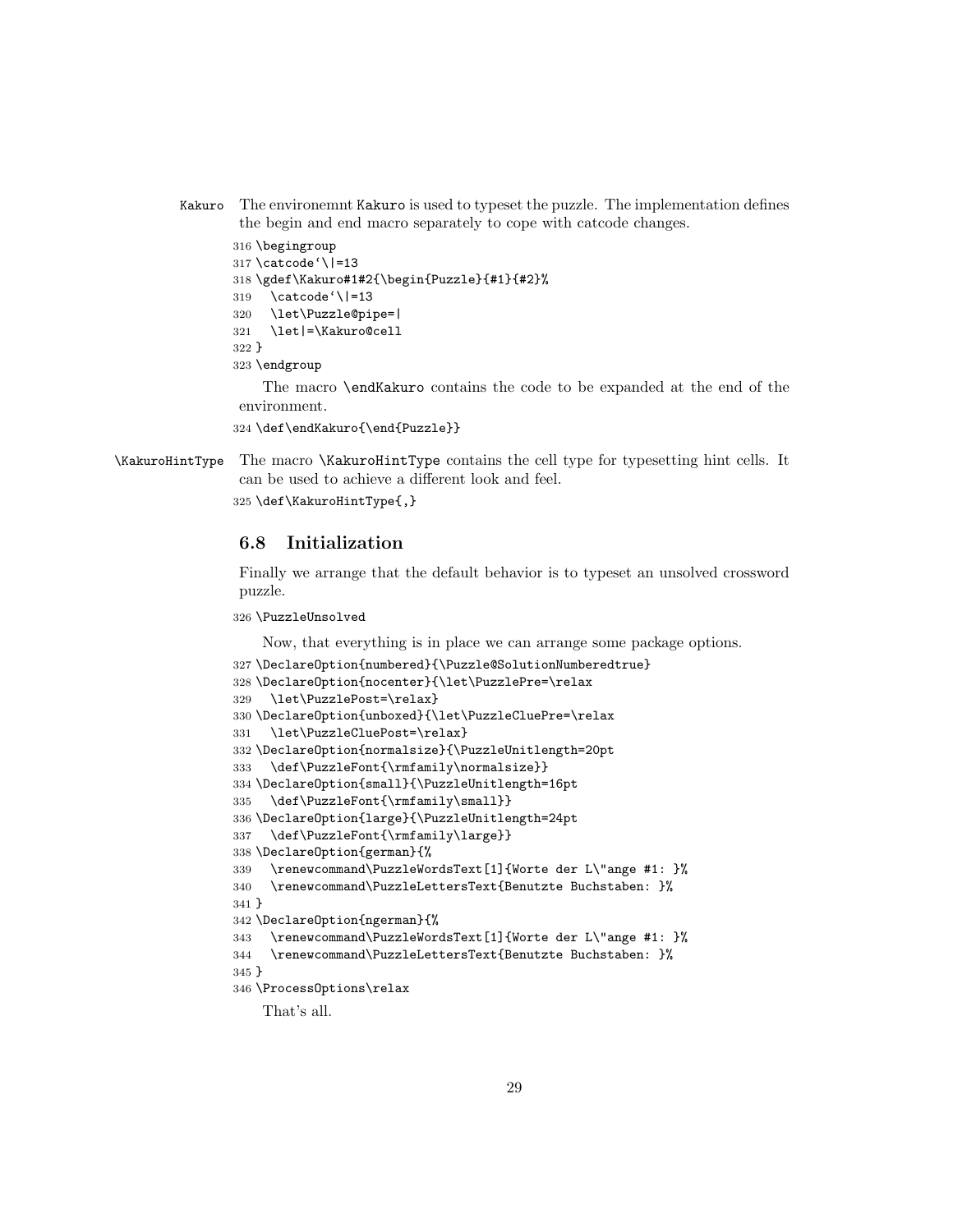Kakuro The environemnt Kakuro is used to typeset the puzzle. The implementation defines the begin and end macro separately to cope with catcode changes.

```
316 \begingroup
317 \catcode`\|=13
318 \gdef\Kakuro#1#2{\begin{Puzzle}{#1}{#2}%
319   \catcode`\|=13
320   \let\Puzzle@pipe=|
321   \let|=\Kakuro@cell
322 }
323 \endgroup
```

The macro \endKakuro contains the code to be expanded at the end of the environment.

```
324 \def\endKakuro{\end{Puzzle}}
```

\KakuroHintType The macro \KakuroHintType contains the cell type for typesetting hint cells. It can be used to achieve a different look and feel.

```
325 \def\KakuroHintType{,}
```

### 6.8 Initialization

Finally we arrange that the default behavior is to typeset an unsolved crossword puzzle.

```
326 \PuzzleUnsolved
```

Now, that everything is in place we can arrange some package options.

```
327 \DeclareOption{numbered}{\Puzzle@SolutionNumberedtrue}
328 \DeclareOption{nocenter}{\let\PuzzlePre=\relax
329   \let\PuzzlePost=\relax}
330 \DeclareOption{unboxed}{\let\PuzzleCluePre=\relax
331   \let\PuzzleCluePost=\relax}
332 \DeclareOption{normalsize}{\PuzzleUnitlength=20pt
333   \def\PuzzleFont{\rmfamily\normalsize}}
334 \DeclareOption{small}{\PuzzleUnitlength=16pt
335   \def\PuzzleFont{\rmfamily\small}}
336 \DeclareOption{large}{\PuzzleUnitlength=24pt
337   \def\PuzzleFont{\rmfamily\large}}
338 \DeclareOption{german}{%
339   \renewcommand\PuzzleWordsText[1]{Worte der L\"ange #1: }%
340   \renewcommand\PuzzleLettersText{Benutzte Buchstaben: }%
341 }
342 \DeclareOption{ngerman}{%
343   \renewcommand\PuzzleWordsText[1]{Worte der L\"ange #1: }%
344   \renewcommand\PuzzleLettersText{Benutzte Buchstaben: }%
345 }
346 \ProcessOptions\relax
```

That's all.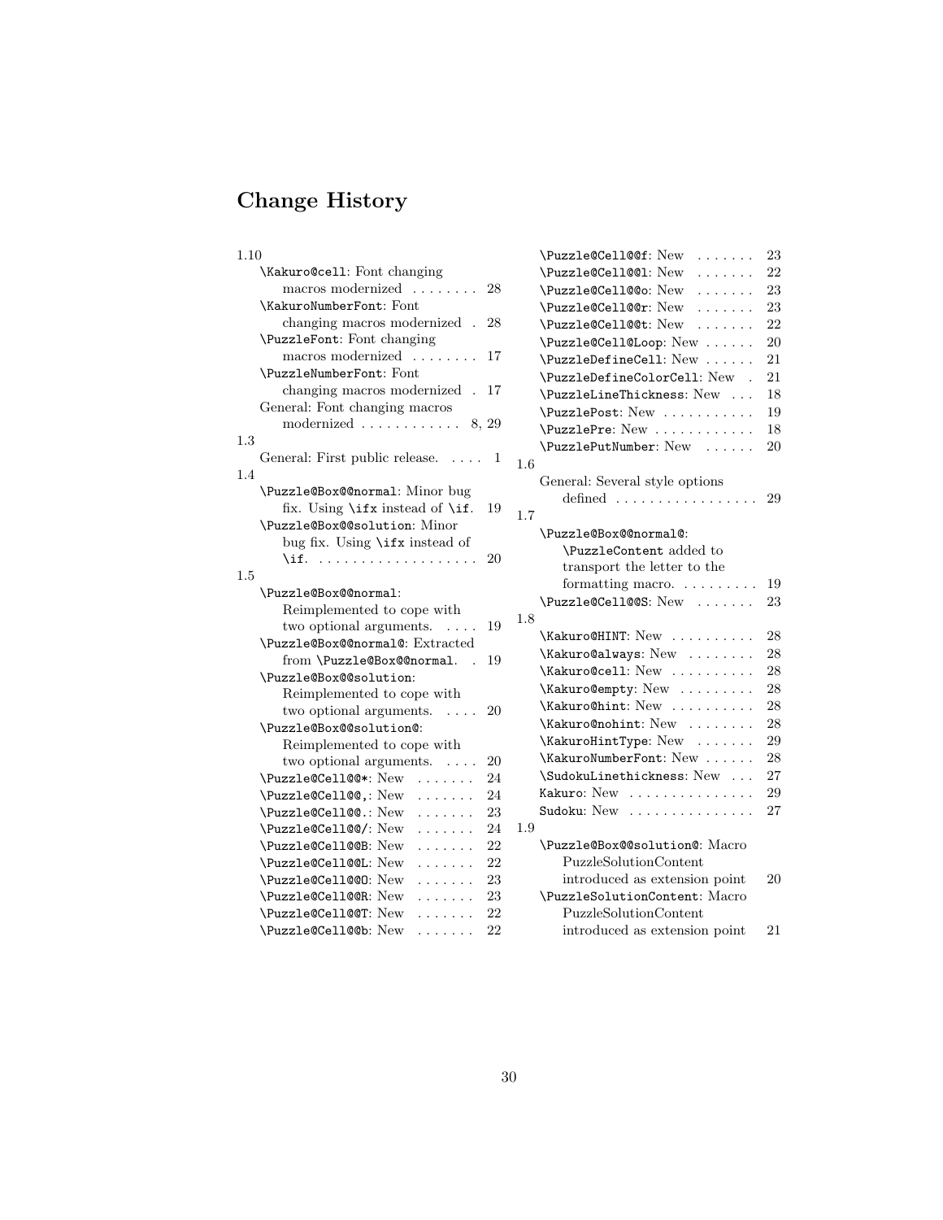# Change History

1.10
- \Kakuro@cell: Font changing macros modernized . . . . . . . . 28
- \KakuroNumberFont: Font changing macros modernized . 28
- \PuzzleFont: Font changing macros modernized . . . . . . . . 17
- \PuzzleNumberFont: Font changing macros modernized . 17
- General: Font changing macros modernized . . . . . . . . . . . . 8, 29

1.3
- General: First public release. . . . . 1

1.4
- \Puzzle@Box@@normal: Minor bug fix. Using \ifx instead of \if. 19
- \Puzzle@Box@@solution: Minor bug fix. Using \ifx instead of \if. . . . . . . . . . . . . . . . . . . . 20

1.5
- \Puzzle@Box@@normal: Reimplemented to cope with two optional arguments. . . . . 19
- \Puzzle@Box@@normal@: Extracted from \Puzzle@Box@@normal. . 19
- \Puzzle@Box@@solution: Reimplemented to cope with two optional arguments. . . . . 20
- \Puzzle@Box@@solution@: Reimplemented to cope with two optional arguments. . . . . 20
- \Puzzle@Cell@@*: New . . . . . . . 24
- \Puzzle@Cell@@,: New . . . . . . . 24
- \Puzzle@Cell@@.: New . . . . . . . 23
- \Puzzle@Cell@@/: New . . . . . . . 24
- \Puzzle@Cell@@B: New . . . . . . . 22
- \Puzzle@Cell@@L: New . . . . . . . 22
- \Puzzle@Cell@@O: New . . . . . . . 23
- \Puzzle@Cell@@R: New . . . . . . . 23
- \Puzzle@Cell@@T: New . . . . . . . 22
- \Puzzle@Cell@@b: New . . . . . . . 22
- \Puzzle@Cell@@f: New . . . . . . . 23
- \Puzzle@Cell@@l: New . . . . . . . 22
- \Puzzle@Cell@@o: New . . . . . . . 23
- \Puzzle@Cell@@r: New . . . . . . . 23
- \Puzzle@Cell@@t: New . . . . . . . 22
- \Puzzle@Cell@Loop: New . . . . . . 20
- \PuzzleDefineCell: New . . . . . . 21
- \PuzzleDefineColorCell: New . 21
- \PuzzleLineThickness: New . . . 18
- \PuzzlePost: New . . . . . . . . . . . 19
- \PuzzlePre: New . . . . . . . . . . . . 18
- \PuzzlePutNumber: New . . . . . . 20

1.6
- General: Several style options defined . . . . . . . . . . . . . . . . . 29

1.7
- \Puzzle@Box@@normal@: \PuzzleContent added to transport the letter to the formatting macro. . . . . . . . . . 19
- \Puzzle@Cell@@S: New . . . . . . . 23

1.8
- \Kakuro@HINT: New . . . . . . . . . . 28
- \Kakuro@always: New . . . . . . . . 28
- \Kakuro@cell: New . . . . . . . . . . 28
- \Kakuro@empty: New . . . . . . . . . 28
- \Kakuro@hint: New . . . . . . . . . . 28
- \Kakuro@nohint: New . . . . . . . . 28
- \KakuroHintType: New . . . . . . . 29
- \KakuroNumberFont: New . . . . . . 28
- \SudokuLinethickness: New . . . 27
- Kakuro: New . . . . . . . . . . . . . . . 29
- Sudoku: New . . . . . . . . . . . . . . . 27

1.9
- \Puzzle@Box@@solution@: Macro PuzzleSolutionContent introduced as extension point 20
- \PuzzleSolutionContent: Macro PuzzleSolutionContent introduced as extension point 21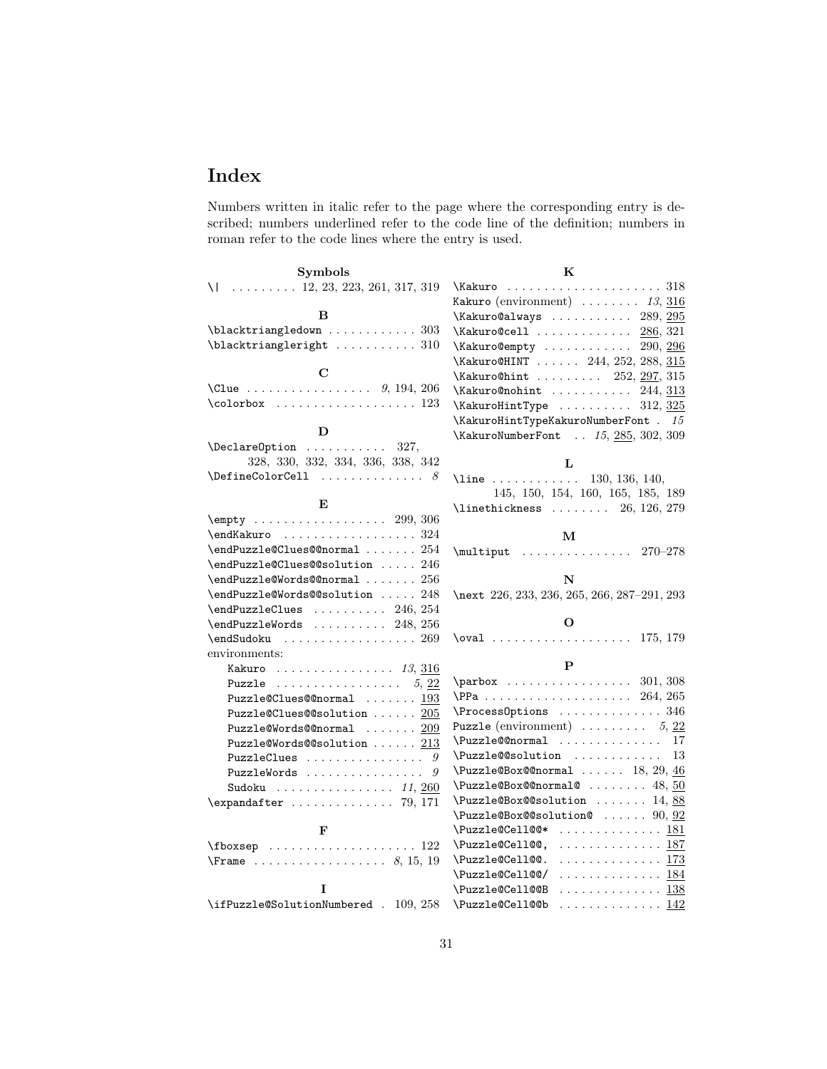# Index

Numbers written in italic refer to the page where the corresponding entry is described; numbers underlined refer to the code line of the definition; numbers in roman refer to the code lines where the entry is used.

**Symbols**

`\|` . . . . . . . . . 12, 23, 223, 261, 317, 319

**B**

`\blacktriangledown` . . . . . . . . . . . . 303
`\blacktriangleright` . . . . . . . . . . . 310

**C**

`\Clue` . . . . . . . . . . . . . . . . . *9*, 194, 206
`\colorbox` . . . . . . . . . . . . . . . . . . . 123

**D**

`\DeclareOption` . . . . . . . . . . . 327, 328, 330, 332, 334, 336, 338, 342
`\DefineColorCell` . . . . . . . . . . . . . . *8*

**E**

`\empty` . . . . . . . . . . . . . . . . . . 299, 306
`\endKakuro` . . . . . . . . . . . . . . . . . . 324
`\endPuzzle@Clues@@normal` . . . . . . . 254
`\endPuzzle@Clues@@solution` . . . . . 246
`\endPuzzle@Words@@normal` . . . . . . . 256
`\endPuzzle@Words@@solution` . . . . . 248
`\endPuzzleClues` . . . . . . . . . . 246, 254
`\endPuzzleWords` . . . . . . . . . . 248, 256
`\endSudoku` . . . . . . . . . . . . . . . . . . 269
environments:
- `Kakuro` . . . . . . . . . . . . . . . . *13*, <u>316</u>
- `Puzzle` . . . . . . . . . . . . . . . . . *5*, <u>22</u>
- `Puzzle@Clues@@normal` . . . . . . . <u>193</u>
- `Puzzle@Clues@@solution` . . . . . . <u>205</u>
- `Puzzle@Words@@normal` . . . . . . . <u>209</u>
- `Puzzle@Words@@solution` . . . . . . <u>213</u>
- `PuzzleClues` . . . . . . . . . . . . . . . . *9*
- `PuzzleWords` . . . . . . . . . . . . . . . . *9*
- `Sudoku` . . . . . . . . . . . . . . . *11*, <u>260</u>

`\expandafter` . . . . . . . . . . . . . . 79, 171

**F**

`\fboxsep` . . . . . . . . . . . . . . . . . . . . 122
`\Frame` . . . . . . . . . . . . . . . . . . *8*, 15, 19

**I**

`\ifPuzzle@SolutionNumbered` . 109, 258

**K**

`\Kakuro` . . . . . . . . . . . . . . . . . . . . . 318
`Kakuro` (environment) . . . . . . . . *13*, <u>316</u>
`\Kakuro@always` . . . . . . . . . . . 289, <u>295</u>
`\Kakuro@cell` . . . . . . . . . . . . . <u>286</u>, 321
`\Kakuro@empty` . . . . . . . . . . . . 290, <u>296</u>
`\Kakuro@HINT` . . . . . . 244, 252, 288, <u>315</u>
`\Kakuro@hint` . . . . . . . . . 252, <u>297</u>, 315
`\Kakuro@nohint` . . . . . . . . . . . 244, <u>313</u>
`\KakuroHintType` . . . . . . . . . . 312, <u>325</u>
`\KakuroHintTypeKakuroNumberFont` . *15*
`\KakuroNumberFont` . . *15*, <u>285</u>, 302, 309

**L**

`\line` . . . . . . . . . . . . 130, 136, 140, 145, 150, 154, 160, 165, 185, 189
`\linethickness` . . . . . . . . 26, 126, 279

**M**

`\multiput` . . . . . . . . . . . . . . . 270–278

**N**

`\next` 226, 233, 236, 265, 266, 287–291, 293

**O**

`\oval` . . . . . . . . . . . . . . . . . . . 175, 179

**P**

`\parbox` . . . . . . . . . . . . . . . . . 301, 308
`\PPa` . . . . . . . . . . . . . . . . . . . . 264, 265
`\ProcessOptions` . . . . . . . . . . . . . . 346
`Puzzle` (environment) . . . . . . . . . *5*, <u>22</u>
`\Puzzle@@normal` . . . . . . . . . . . . . . 17
`\Puzzle@@solution` . . . . . . . . . . . . 13
`\Puzzle@Box@@normal` . . . . . . 18, 29, <u>46</u>
`\Puzzle@Box@@normal@` . . . . . . . . 48, <u>50</u>
`\Puzzle@Box@@solution` . . . . . . . 14, <u>88</u>
`\Puzzle@Box@@solution@` . . . . . . 90, <u>92</u>
`\Puzzle@Cell@@*` . . . . . . . . . . . . . . <u>181</u>
`\Puzzle@Cell@@,` . . . . . . . . . . . . . . <u>187</u>
`\Puzzle@Cell@@.` . . . . . . . . . . . . . . <u>173</u>
`\Puzzle@Cell@@/` . . . . . . . . . . . . . . <u>184</u>
`\Puzzle@Cell@@B` . . . . . . . . . . . . . . <u>138</u>
`\Puzzle@Cell@@b` . . . . . . . . . . . . . . <u>142</u>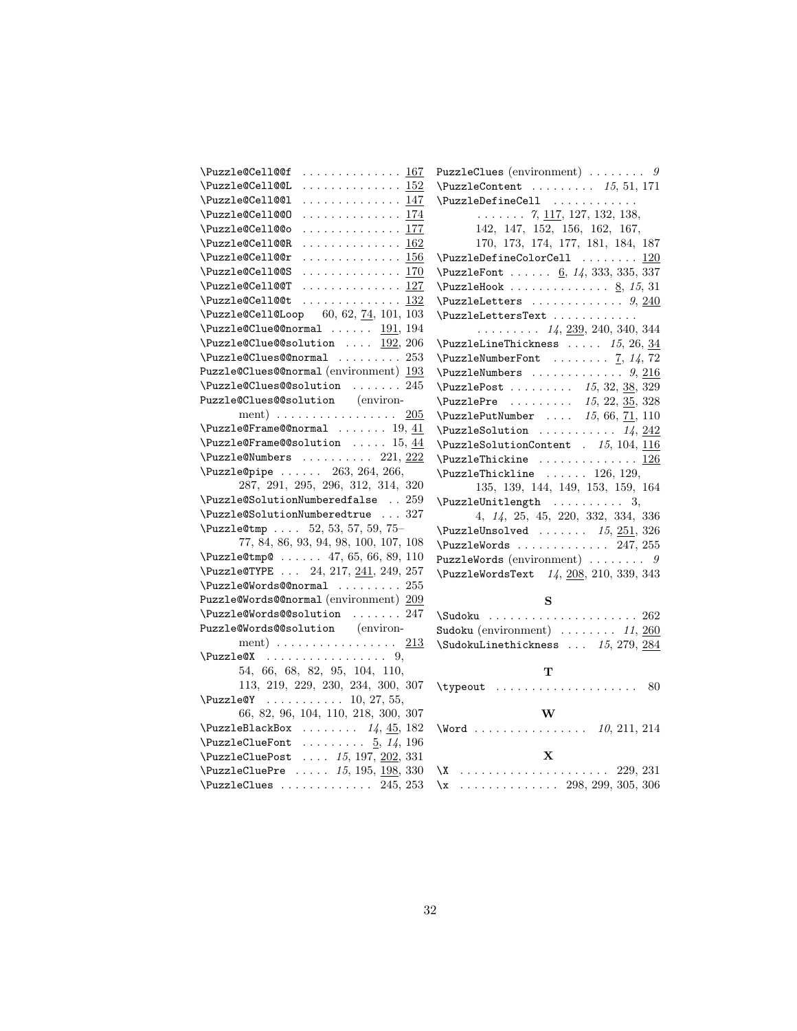\Puzzle@Cell@@f . . . . . . . . . . . . . . 167
\Puzzle@Cell@@L . . . . . . . . . . . . . . 152
\Puzzle@Cell@@l . . . . . . . . . . . . . . 147
\Puzzle@Cell@@O . . . . . . . . . . . . . . 174
\Puzzle@Cell@@o . . . . . . . . . . . . . . 177
\Puzzle@Cell@@R . . . . . . . . . . . . . . 162
\Puzzle@Cell@@r . . . . . . . . . . . . . . 156
\Puzzle@Cell@@S . . . . . . . . . . . . . . 170
\Puzzle@Cell@@T . . . . . . . . . . . . . . 127
\Puzzle@Cell@@t . . . . . . . . . . . . . . 132
\Puzzle@Cell@Loop 60, 62, 74, 101, 103
\Puzzle@Clue@@normal . . . . . . 191, 194
\Puzzle@Clue@@solution . . . . 192, 206
\Puzzle@Clues@@normal . . . . . . . . . 253
Puzzle@Clues@@normal (environment) 193
\Puzzle@Clues@@solution . . . . . . . 245
Puzzle@Clues@@solution (environment) . . . . . . . . . . . . . . . . 205
\Puzzle@Frame@@normal . . . . . . . 19, 41
\Puzzle@Frame@@solution . . . . . 15, 44
\Puzzle@Numbers . . . . . . . . . . 221, 222
\Puzzle@pipe . . . . . . 263, 264, 266, 287, 291, 295, 296, 312, 314, 320
\Puzzle@SolutionNumberedfalse . . 259
\Puzzle@SolutionNumberedtrue . . . 327
\Puzzle@tmp . . . . 52, 53, 57, 59, 75–77, 84, 86, 93, 94, 98, 100, 107, 108
\Puzzle@tmp@ . . . . . . 47, 65, 66, 89, 110
\Puzzle@TYPE . . . 24, 217, 241, 249, 257
\Puzzle@Words@@normal . . . . . . . . . 255
Puzzle@Words@@normal (environment) 209
\Puzzle@Words@@solution . . . . . . . 247
Puzzle@Words@@solution (environment) . . . . . . . . . . . . . . . . 213
\Puzzle@X . . . . . . . . . . . . . . . . 9, 54, 66, 68, 82, 95, 104, 110, 113, 219, 229, 230, 234, 300, 307
\Puzzle@Y . . . . . . . . . . . 10, 27, 55, 66, 82, 96, 104, 110, 218, 300, 307
\PuzzleBlackBox . . . . . . . . *14*, 45, 182
\PuzzleClueFont . . . . . . . . . 5, *14*, 196
\PuzzleCluePost . . . . *15*, 197, 202, 331
\PuzzleCluePre . . . . . *15*, 195, 198, 330
\PuzzleClues . . . . . . . . . . . . . 245, 253
PuzzleClues (environment) . . . . . . . . *9*
\PuzzleContent . . . . . . . . . *15*, 51, 171
\PuzzleDefineCell . . . . . . . . . . . . . . . . . . . *7*, 117, 127, 132, 138, 142, 147, 152, 156, 162, 167, 170, 173, 174, 177, 181, 184, 187
\PuzzleDefineColorCell . . . . . . . . 120
\PuzzleFont . . . . . . 6, *14*, 333, 335, 337
\PuzzleHook . . . . . . . . . . . . . . 8, *15*, 31
\PuzzleLetters . . . . . . . . . . . . . *9*, 240
\PuzzleLettersText . . . . . . . . . . . . . . . . . . . . . *14*, 239, 240, 340, 344
\PuzzleLineThickness . . . . . *15*, 26, 34
\PuzzleNumberFont . . . . . . . . 7, *14*, 72
\PuzzleNumbers . . . . . . . . . . . . . *9*, 216
\PuzzlePost . . . . . . . . . *15*, 32, 38, 329
\PuzzlePre . . . . . . . . . *15*, 22, 35, 328
\PuzzlePutNumber . . . . *15*, 66, 71, 110
\PuzzleSolution . . . . . . . . . . . *14*, 242
\PuzzleSolutionContent . *15*, 104, 116
\PuzzleThickine . . . . . . . . . . . . . . 126
\PuzzleThickline . . . . . . 126, 129, 135, 139, 144, 149, 153, 159, 164
\PuzzleUnitlength . . . . . . . . . . 3, 4, *14*, 25, 45, 220, 332, 334, 336
\PuzzleUnsolved . . . . . . . *15*, 251, 326
\PuzzleWords . . . . . . . . . . . . . 247, 255
PuzzleWords (environment) . . . . . . . . *9*
\PuzzleWordsText *14*, 208, 210, 339, 343

**S**

\Sudoku . . . . . . . . . . . . . . . . . . . . . 262
Sudoku (environment) . . . . . . . . *11*, 260
\SudokuLinethickness . . . *15*, 279, 284

**T**

\typeout . . . . . . . . . . . . . . . . . . . . 80

**W**

\Word . . . . . . . . . . . . . . . . *10*, 211, 214

**X**

\X . . . . . . . . . . . . . . . . . . . . . 229, 231
\x . . . . . . . . . . . . . . 298, 299, 305, 306